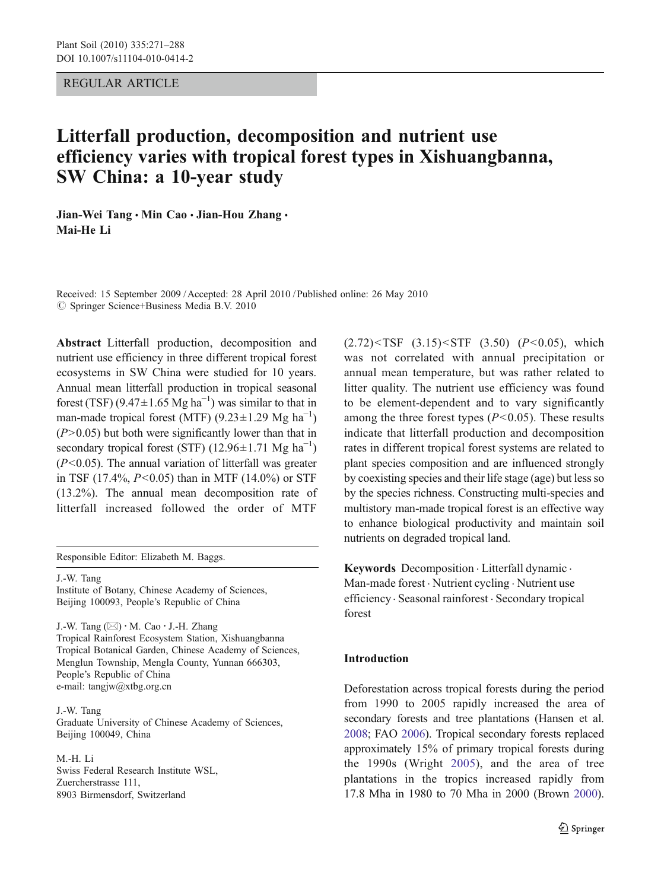REGULAR ARTICLE

# Litterfall production, decomposition and nutrient use efficiency varies with tropical forest types in Xishuangbanna, SW China: a 10-year study

**Jian-Wei Tang · Min Cao · Jian-Hou Zhang · Mai-He Li**

Received: 15 September 2009 / Accepted: 28 April 2010 / Published online: 26 May 2010
© Springer Science+Business Media B.V. 2010

**Abstract** Litterfall production, decomposition and nutrient use efficiency in three different tropical forest ecosystems in SW China were studied for 10 years. Annual mean litterfall production in tropical seasonal forest (TSF) ($9.47 \pm 1.65$ Mg ha$^{-1}$) was similar to that in man-made tropical forest (MTF) ($9.23 \pm 1.29$ Mg ha$^{-1}$) ($P>0.05$) but both were significantly lower than that in secondary tropical forest (STF) ($12.96 \pm 1.71$ Mg ha$^{-1}$) ($P<0.05$). The annual variation of litterfall was greater in TSF (17.4%, $P<0.05$) than in MTF (14.0%) or STF (13.2%). The annual mean decomposition rate of litterfall increased followed the order of MTF (2.72)<TSF (3.15)<STF (3.50) ($P<0.05$), which was not correlated with annual precipitation or annual mean temperature, but was rather related to litter quality. The nutrient use efficiency was found to be element-dependent and to vary significantly among the three forest types ($P<0.05$). These results indicate that litterfall production and decomposition rates in different tropical forest systems are related to plant species composition and are influenced strongly by coexisting species and their life stage (age) but less so by the species richness. Constructing multi-species and multistory man-made tropical forest is an effective way to enhance biological productivity and maintain soil nutrients on degraded tropical land.

**Keywords** Decomposition · Litterfall dynamic · Man-made forest · Nutrient cycling · Nutrient use efficiency · Seasonal rainforest · Secondary tropical forest

Responsible Editor: Elizabeth M. Baggs.

J.-W. Tang
Institute of Botany, Chinese Academy of Sciences, Beijing 100093, People's Republic of China

J.-W. Tang (✉) · M. Cao · J.-H. Zhang
Tropical Rainforest Ecosystem Station, Xishuangbanna Tropical Botanical Garden, Chinese Academy of Sciences, Menglun Township, Mengla County, Yunnan 666303, People's Republic of China
e-mail: tangjw@xtbg.org.cn

J.-W. Tang
Graduate University of Chinese Academy of Sciences, Beijing 100049, China

M.-H. Li
Swiss Federal Research Institute WSL, Zuercherstrasse 111, 8903 Birmensdorf, Switzerland

## Introduction

Deforestation across tropical forests during the period from 1990 to 2005 rapidly increased the area of secondary forests and tree plantations (Hansen et al. 2008; FAO 2006). Tropical secondary forests replaced approximately 15% of primary tropical forests during the 1990s (Wright 2005), and the area of tree plantations in the tropics increased rapidly from 17.8 Mha in 1980 to 70 Mha in 2000 (Brown 2000).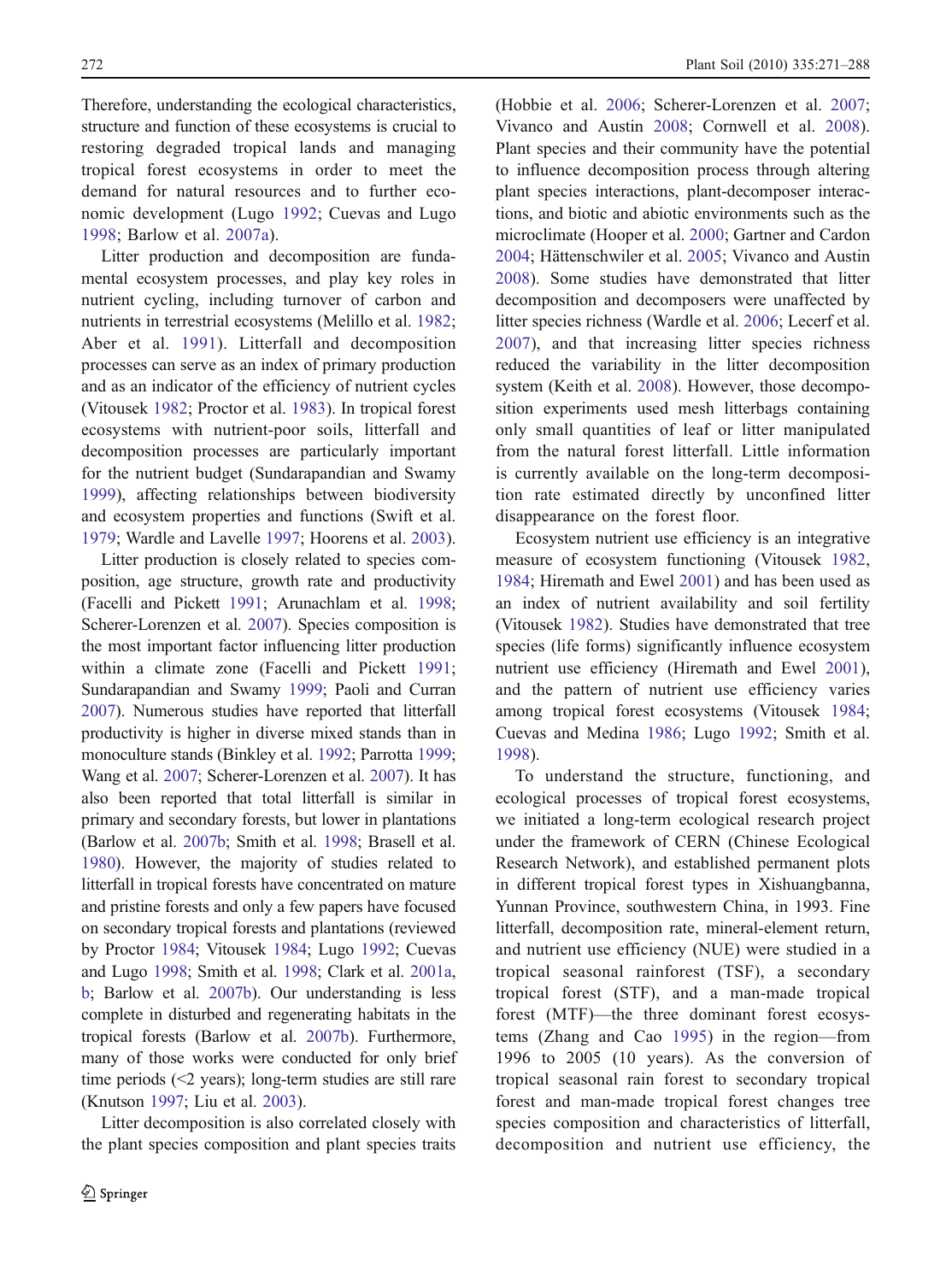Therefore, understanding the ecological characteristics, structure and function of these ecosystems is crucial to restoring degraded tropical lands and managing tropical forest ecosystems in order to meet the demand for natural resources and to further economic development (Lugo 1992; Cuevas and Lugo 1998; Barlow et al. 2007a).

Litter production and decomposition are fundamental ecosystem processes, and play key roles in nutrient cycling, including turnover of carbon and nutrients in terrestrial ecosystems (Melillo et al. 1982; Aber et al. 1991). Litterfall and decomposition processes can serve as an index of primary production and as an indicator of the efficiency of nutrient cycles (Vitousek 1982; Proctor et al. 1983). In tropical forest ecosystems with nutrient-poor soils, litterfall and decomposition processes are particularly important for the nutrient budget (Sundarapandian and Swamy 1999), affecting relationships between biodiversity and ecosystem properties and functions (Swift et al. 1979; Wardle and Lavelle 1997; Hoorens et al. 2003).

Litter production is closely related to species composition, age structure, growth rate and productivity (Facelli and Pickett 1991; Arunachlam et al. 1998; Scherer-Lorenzen et al. 2007). Species composition is the most important factor influencing litter production within a climate zone (Facelli and Pickett 1991; Sundarapandian and Swamy 1999; Paoli and Curran 2007). Numerous studies have reported that litterfall productivity is higher in diverse mixed stands than in monoculture stands (Binkley et al. 1992; Parrotta 1999; Wang et al. 2007; Scherer-Lorenzen et al. 2007). It has also been reported that total litterfall is similar in primary and secondary forests, but lower in plantations (Barlow et al. 2007b; Smith et al. 1998; Brasell et al. 1980). However, the majority of studies related to litterfall in tropical forests have concentrated on mature and pristine forests and only a few papers have focused on secondary tropical forests and plantations (reviewed by Proctor 1984; Vitousek 1984; Lugo 1992; Cuevas and Lugo 1998; Smith et al. 1998; Clark et al. 2001a, b; Barlow et al. 2007b). Our understanding is less complete in disturbed and regenerating habitats in the tropical forests (Barlow et al. 2007b). Furthermore, many of those works were conducted for only brief time periods (<2 years); long-term studies are still rare (Knutson 1997; Liu et al. 2003).

Litter decomposition is also correlated closely with the plant species composition and plant species traits (Hobbie et al. 2006; Scherer-Lorenzen et al. 2007; Vivanco and Austin 2008; Cornwell et al. 2008). Plant species and their community have the potential to influence decomposition process through altering plant species interactions, plant-decomposer interactions, and biotic and abiotic environments such as the microclimate (Hooper et al. 2000; Gartner and Cardon 2004; Hättenschwiler et al. 2005; Vivanco and Austin 2008). Some studies have demonstrated that litter decomposition and decomposers were unaffected by litter species richness (Wardle et al. 2006; Lecerf et al. 2007), and that increasing litter species richness reduced the variability in the litter decomposition system (Keith et al. 2008). However, those decomposition experiments used mesh litterbags containing only small quantities of leaf or litter manipulated from the natural forest litterfall. Little information is currently available on the long-term decomposition rate estimated directly by unconfined litter disappearance on the forest floor.

Ecosystem nutrient use efficiency is an integrative measure of ecosystem functioning (Vitousek 1982, 1984; Hiremath and Ewel 2001) and has been used as an index of nutrient availability and soil fertility (Vitousek 1982). Studies have demonstrated that tree species (life forms) significantly influence ecosystem nutrient use efficiency (Hiremath and Ewel 2001), and the pattern of nutrient use efficiency varies among tropical forest ecosystems (Vitousek 1984; Cuevas and Medina 1986; Lugo 1992; Smith et al. 1998).

To understand the structure, functioning, and ecological processes of tropical forest ecosystems, we initiated a long-term ecological research project under the framework of CERN (Chinese Ecological Research Network), and established permanent plots in different tropical forest types in Xishuangbanna, Yunnan Province, southwestern China, in 1993. Fine litterfall, decomposition rate, mineral-element return, and nutrient use efficiency (NUE) were studied in a tropical seasonal rainforest (TSF), a secondary tropical forest (STF), and a man-made tropical forest (MTF)—the three dominant forest ecosystems (Zhang and Cao 1995) in the region—from 1996 to 2005 (10 years). As the conversion of tropical seasonal rain forest to secondary tropical forest and man-made tropical forest changes tree species composition and characteristics of litterfall, decomposition and nutrient use efficiency, the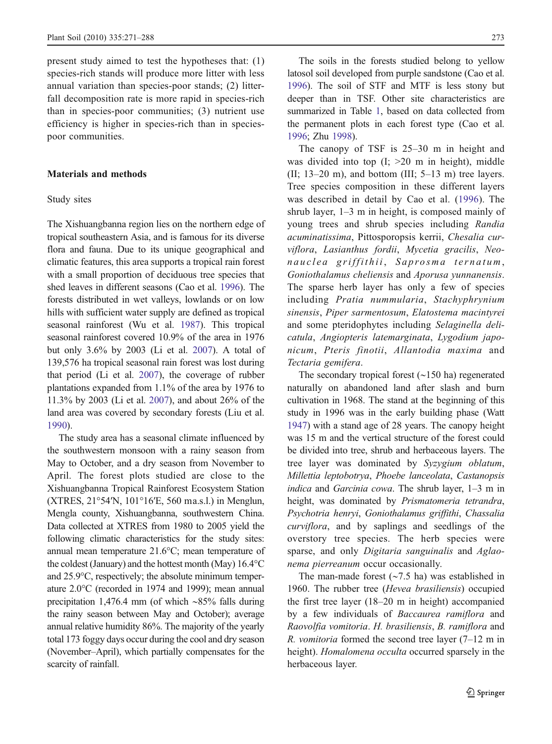present study aimed to test the hypotheses that: (1) species-rich stands will produce more litter with less annual variation than species-poor stands; (2) litterfall decomposition rate is more rapid in species-rich than in species-poor communities; (3) nutrient use efficiency is higher in species-rich than in species-poor communities.

## Materials and methods

### Study sites

The Xishuangbanna region lies on the northern edge of tropical southeastern Asia, and is famous for its diverse flora and fauna. Due to its unique geographical and climatic features, this area supports a tropical rain forest with a small proportion of deciduous tree species that shed leaves in different seasons (Cao et al. 1996). The forests distributed in wet valleys, lowlands or on low hills with sufficient water supply are defined as tropical seasonal rainforest (Wu et al. 1987). This tropical seasonal rainforest covered 10.9% of the area in 1976 but only 3.6% by 2003 (Li et al. 2007). A total of 139,576 ha tropical seasonal rain forest was lost during that period (Li et al. 2007), the coverage of rubber plantations expanded from 1.1% of the area by 1976 to 11.3% by 2003 (Li et al. 2007), and about 26% of the land area was covered by secondary forests (Liu et al. 1990).

The study area has a seasonal climate influenced by the southwestern monsoon with a rainy season from May to October, and a dry season from November to April. The forest plots studied are close to the Xishuangbanna Tropical Rainforest Ecosystem Station (XTRES, 21°54′N, 101°16′E, 560 ma.s.l.) in Menglun, Mengla county, Xishuangbanna, southwestern China. Data collected at XTRES from 1980 to 2005 yield the following climatic characteristics for the study sites: annual mean temperature 21.6°C; mean temperature of the coldest (January) and the hottest month (May) 16.4°C and 25.9°C, respectively; the absolute minimum temperature 2.0°C (recorded in 1974 and 1999); mean annual precipitation 1,476.4 mm (of which ~85% falls during the rainy season between May and October); average annual relative humidity 86%. The majority of the yearly total 173 foggy days occur during the cool and dry season (November–April), which partially compensates for the scarcity of rainfall.

The soils in the forests studied belong to yellow latosol soil developed from purple sandstone (Cao et al. 1996). The soil of STF and MTF is less stony but deeper than in TSF. Other site characteristics are summarized in Table 1, based on data collected from the permanent plots in each forest type (Cao et al. 1996; Zhu 1998).

The canopy of TSF is 25–30 m in height and was divided into top (I; >20 m in height), middle (II; 13–20 m), and bottom (III; 5–13 m) tree layers. Tree species composition in these different layers was described in detail by Cao et al. (1996). The shrub layer, 1–3 m in height, is composed mainly of young trees and shrub species including *Randia acuminatissima*, Pittosporopsis kerrii, *Chesalia curviflora*, *Lasianthus fordii*, *Mycetia gracilis*, *Neonauclea griffithii*, *Saprosma ternatum*, *Goniothalamus cheliensis* and *Aporusa yunnanensis*. The sparse herb layer has only a few of species including *Pratia nummularia*, *Stachyphrynium sinensis*, *Piper sarmentosum*, *Elatostema macintyrei* and some pteridophytes including *Selaginella delicatula*, *Angiopteris latemarginata*, *Lygodium japonicum*, *Pteris finotii*, *Allantodia maxima* and *Tectaria gemifera*.

The secondary tropical forest (~150 ha) regenerated naturally on abandoned land after slash and burn cultivation in 1968. The stand at the beginning of this study in 1996 was in the early building phase (Watt 1947) with a stand age of 28 years. The canopy height was 15 m and the vertical structure of the forest could be divided into tree, shrub and herbaceous layers. The tree layer was dominated by *Syzygium oblatum*, *Millettia leptobotrya*, *Phoebe lanceolata*, *Castanopsis indica* and *Garcinia cowa*. The shrub layer, 1–3 m in height, was dominated by *Prismatomeria tetrandra*, *Psychotria henryi*, *Goniothalamus griffithi*, *Chassalia curviflora*, and by saplings and seedlings of the overstory tree species. The herb species were sparse, and only *Digitaria sanguinalis* and *Aglaonema pierreanum* occur occasionally.

The man-made forest (~7.5 ha) was established in 1960. The rubber tree (*Hevea brasiliensis*) occupied the first tree layer (18–20 m in height) accompanied by a few individuals of *Baccaurea ramiflora* and *Raovolfia vomitoria*. *H. brasiliensis*, *B. ramiflora* and *R. vomitoria* formed the second tree layer (7–12 m in height). *Homalomena occulta* occurred sparsely in the herbaceous layer.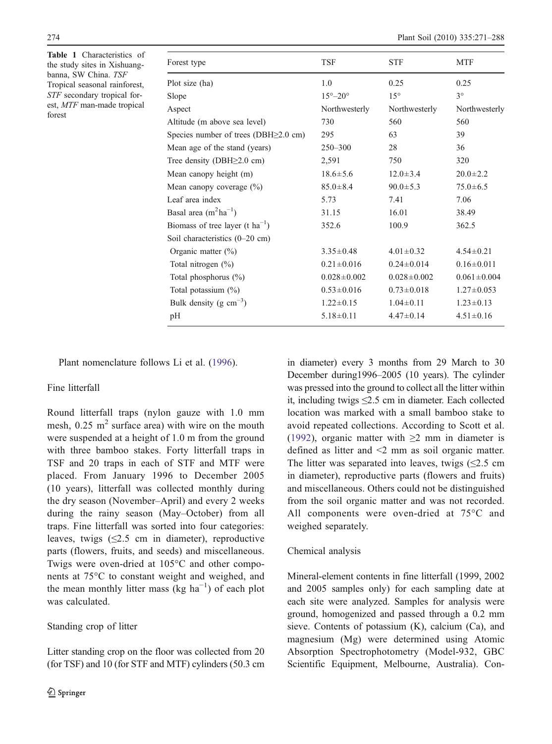Table 1 Characteristics of the study sites in Xishuangbanna, SW China. *TSF* Tropical seasonal rainforest, *STF* secondary tropical forest, *MTF* man-made tropical forest

| Forest type | TSF | STF | MTF |
| --- | --- | --- | --- |
| Plot size (ha) | 1.0 | 0.25 | 0.25 |
| Slope | 15°–20° | 15° | 3° |
| Aspect | Northwesterly | Northwesterly | Northwesterly |
| Altitude (m above sea level) | 730 | 560 | 560 |
| Species number of trees (DBH≥2.0 cm) | 295 | 63 | 39 |
| Mean age of the stand (years) | 250–300 | 28 | 36 |
| Tree density (DBH≥2.0 cm) | 2,591 | 750 | 320 |
| Mean canopy height (m) | 18.6±5.6 | 12.0±3.4 | 20.0±2.2 |
| Mean canopy coverage (%) | 85.0±8.4 | 90.0±5.3 | 75.0±6.5 |
| Leaf area index | 5.73 | 7.41 | 7.06 |
| Basal area ($m^2ha^{-1}$) | 31.15 | 16.01 | 38.49 |
| Biomass of tree layer (t $ha^{-1}$) | 352.6 | 100.9 | 362.5 |
| Soil characteristics (0–20 cm) | | | |
| Organic matter (%) | 3.35±0.48 | 4.01±0.32 | 4.54±0.21 |
| Total nitrogen (%) | 0.21±0.016 | 0.24±0.014 | 0.16±0.011 |
| Total phosphorus (%) | 0.028±0.002 | 0.028±0.002 | 0.061±0.004 |
| Total potassium (%) | 0.53±0.016 | 0.73±0.018 | 1.27±0.053 |
| Bulk density (g $cm^{-3}$) | 1.22±0.15 | 1.04±0.11 | 1.23±0.13 |
| pH | 5.18±0.11 | 4.47±0.14 | 4.51±0.16 |

Plant nomenclature follows Li et al. (1996).

### Fine litterfall

Round litterfall traps (nylon gauze with 1.0 mm mesh, 0.25 $m^2$ surface area) with wire on the mouth were suspended at a height of 1.0 m from the ground with three bamboo stakes. Forty litterfall traps in TSF and 20 traps in each of STF and MTF were placed. From January 1996 to December 2005 (10 years), litterfall was collected monthly during the dry season (November–April) and every 2 weeks during the rainy season (May–October) from all traps. Fine litterfall was sorted into four categories: leaves, twigs (≤2.5 cm in diameter), reproductive parts (flowers, fruits, and seeds) and miscellaneous. Twigs were oven-dried at 105°C and other components at 75°C to constant weight and weighed, and the mean monthly litter mass (kg $ha^{-1}$) of each plot was calculated.

### Standing crop of litter

Litter standing crop on the floor was collected from 20 (for TSF) and 10 (for STF and MTF) cylinders (50.3 cm in diameter) every 3 months from 29 March to 30 December during1996–2005 (10 years). The cylinder was pressed into the ground to collect all the litter within it, including twigs ≤2.5 cm in diameter. Each collected location was marked with a small bamboo stake to avoid repeated collections. According to Scott et al. (1992), organic matter with ≥2 mm in diameter is defined as litter and <2 mm as soil organic matter. The litter was separated into leaves, twigs (≤2.5 cm in diameter), reproductive parts (flowers and fruits) and miscellaneous. Others could not be distinguished from the soil organic matter and was not recorded. All components were oven-dried at 75°C and weighed separately.

### Chemical analysis

Mineral-element contents in fine litterfall (1999, 2002 and 2005 samples only) for each sampling date at each site were analyzed. Samples for analysis were ground, homogenized and passed through a 0.2 mm sieve. Contents of potassium (K), calcium (Ca), and magnesium (Mg) were determined using Atomic Absorption Spectrophotometry (Model-932, GBC Scientific Equipment, Melbourne, Australia). Con-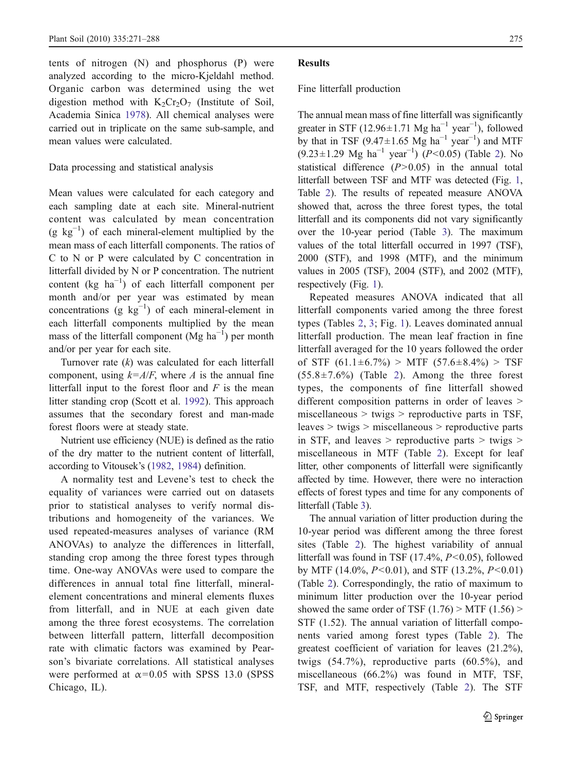tents of nitrogen (N) and phosphorus (P) were analyzed according to the micro-Kjeldahl method. Organic carbon was determined using the wet digestion method with $K_2Cr_2O_7$ (Institute of Soil, Academia Sinica 1978). All chemical analyses were carried out in triplicate on the same sub-sample, and mean values were calculated.

### Data processing and statistical analysis

Mean values were calculated for each category and each sampling date at each site. Mineral-nutrient content was calculated by mean concentration (g $kg^{-1}$) of each mineral-element multiplied by the mean mass of each litterfall components. The ratios of C to N or P were calculated by C concentration in litterfall divided by N or P concentration. The nutrient content (kg $ha^{-1}$) of each litterfall component per month and/or per year was estimated by mean concentrations (g $kg^{-1}$) of each mineral-element in each litterfall components multiplied by the mean mass of the litterfall component (Mg $ha^{-1}$) per month and/or per year for each site.

Turnover rate ($k$) was calculated for each litterfall component, using $k=A/F$, where $A$ is the annual fine litterfall input to the forest floor and $F$ is the mean litter standing crop (Scott et al. 1992). This approach assumes that the secondary forest and man-made forest floors were at steady state.

Nutrient use efficiency (NUE) is defined as the ratio of the dry matter to the nutrient content of litterfall, according to Vitousek's (1982, 1984) definition.

A normality test and Levene's test to check the equality of variances were carried out on datasets prior to statistical analyses to verify normal distributions and homogeneity of the variances. We used repeated-measures analyses of variance (RM ANOVAs) to analyze the differences in litterfall, standing crop among the three forest types through time. One-way ANOVAs were used to compare the differences in annual total fine litterfall, mineral-element concentrations and mineral elements fluxes from litterfall, and in NUE at each given date among the three forest ecosystems. The correlation between litterfall pattern, litterfall decomposition rate with climatic factors was examined by Pearson's bivariate correlations. All statistical analyses were performed at $\alpha=0.05$ with SPSS 13.0 (SPSS Chicago, IL).

## Results

### Fine litterfall production

The annual mean mass of fine litterfall was significantly greater in STF (12.96±1.71 Mg $ha^{-1}$ $year^{-1}$), followed by that in TSF (9.47±1.65 Mg $ha^{-1}$ $year^{-1}$) and MTF (9.23±1.29 Mg $ha^{-1}$ $year^{-1}$) ($P<0.05$) (Table 2). No statistical difference ($P>0.05$) in the annual total litterfall between TSF and MTF was detected (Fig. 1, Table 2). The results of repeated measure ANOVA showed that, across the three forest types, the total litterfall and its components did not vary significantly over the 10-year period (Table 3). The maximum values of the total litterfall occurred in 1997 (TSF), 2000 (STF), and 1998 (MTF), and the minimum values in 2005 (TSF), 2004 (STF), and 2002 (MTF), respectively (Fig. 1).

Repeated measures ANOVA indicated that all litterfall components varied among the three forest types (Tables 2, 3; Fig. 1). Leaves dominated annual litterfall production. The mean leaf fraction in fine litterfall averaged for the 10 years followed the order of STF (61.1±6.7%) > MTF (57.6±8.4%) > TSF (55.8±7.6%) (Table 2). Among the three forest types, the components of fine litterfall showed different composition patterns in order of leaves > miscellaneous > twigs > reproductive parts in TSF, leaves > twigs > miscellaneous > reproductive parts in STF, and leaves > reproductive parts > twigs > miscellaneous in MTF (Table 2). Except for leaf litter, other components of litterfall were significantly affected by time. However, there were no interaction effects of forest types and time for any components of litterfall (Table 3).

The annual variation of litter production during the 10-year period was different among the three forest sites (Table 2). The highest variability of annual litterfall was found in TSF (17.4%, $P<0.05$), followed by MTF (14.0%, $P<0.01$), and STF (13.2%, $P<0.01$) (Table 2). Correspondingly, the ratio of maximum to minimum litter production over the 10-year period showed the same order of TSF (1.76) > MTF (1.56) > STF (1.52). The annual variation of litterfall components varied among forest types (Table 2). The greatest coefficient of variation for leaves (21.2%), twigs (54.7%), reproductive parts (60.5%), and miscellaneous (66.2%) was found in MTF, TSF, TSF, and MTF, respectively (Table 2). The STF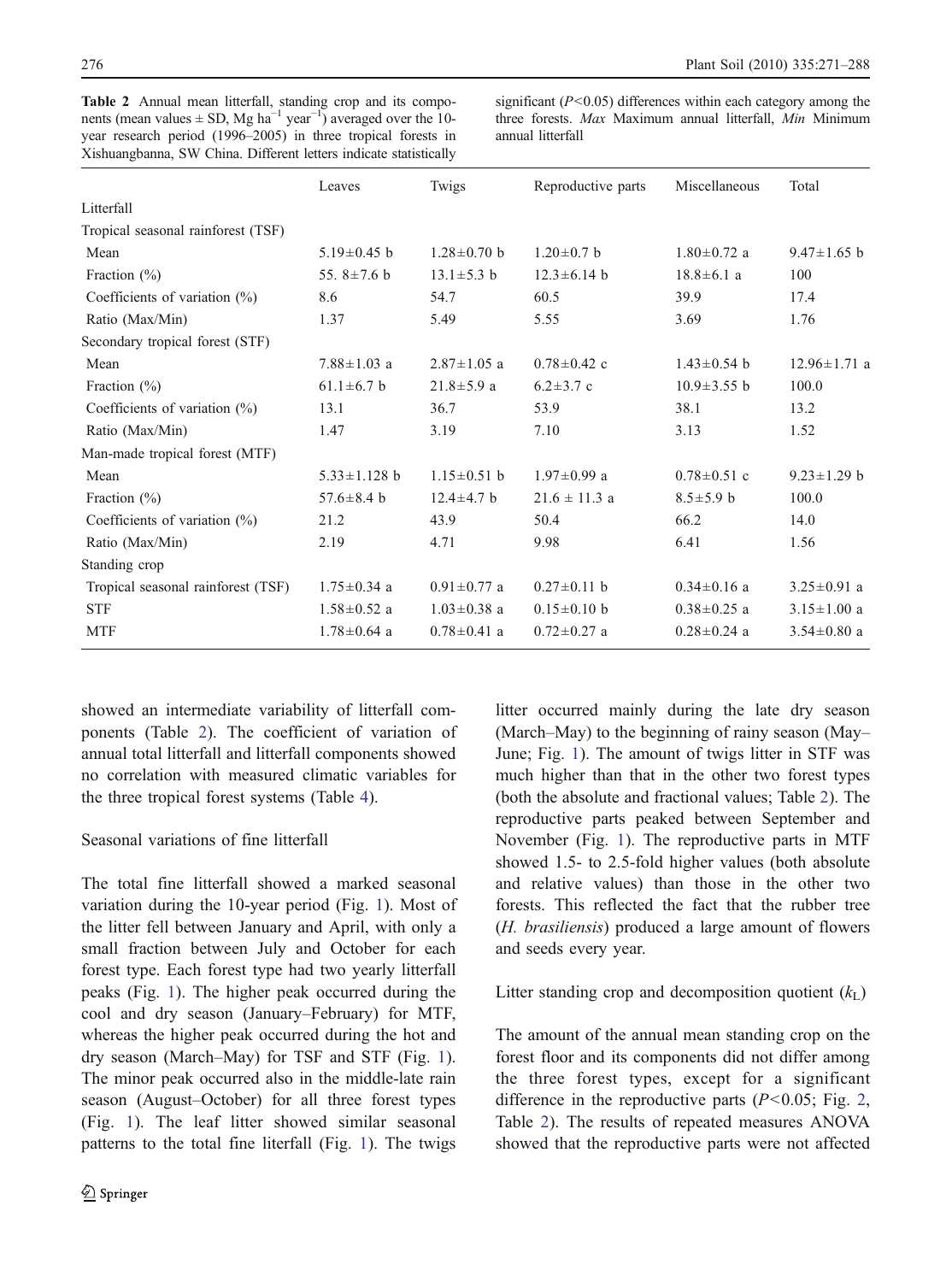**Table 2** Annual mean litterfall, standing crop and its components (mean values ± SD, Mg ha$^{-1}$ year$^{-1}$) averaged over the 10-year research period (1996–2005) in three tropical forests in Xishuangbanna, SW China. Different letters indicate statistically significant ($P<0.05$) differences within each category among the three forests. *Max* Maximum annual litterfall, *Min* Minimum annual litterfall

| | Leaves | Twigs | Reproductive parts | Miscellaneous | Total |
|---|---|---|---|---|---|
| Litterfall | | | | | |
| Tropical seasonal rainforest (TSF) | | | | | |
| Mean | 5.19±0.45 b | 1.28±0.70 b | 1.20±0.7 b | 1.80±0.72 a | 9.47±1.65 b |
| Fraction (%) | 55. 8±7.6 b | 13.1±5.3 b | 12.3±6.14 b | 18.8±6.1 a | 100 |
| Coefficients of variation (%) | 8.6 | 54.7 | 60.5 | 39.9 | 17.4 |
| Ratio (Max/Min) | 1.37 | 5.49 | 5.55 | 3.69 | 1.76 |
| Secondary tropical forest (STF) | | | | | |
| Mean | 7.88±1.03 a | 2.87±1.05 a | 0.78±0.42 c | 1.43±0.54 b | 12.96±1.71 a |
| Fraction (%) | 61.1±6.7 b | 21.8±5.9 a | 6.2±3.7 c | 10.9±3.55 b | 100.0 |
| Coefficients of variation (%) | 13.1 | 36.7 | 53.9 | 38.1 | 13.2 |
| Ratio (Max/Min) | 1.47 | 3.19 | 7.10 | 3.13 | 1.52 |
| Man-made tropical forest (MTF) | | | | | |
| Mean | 5.33±1.128 b | 1.15±0.51 b | 1.97±0.99 a | 0.78±0.51 c | 9.23±1.29 b |
| Fraction (%) | 57.6±8.4 b | 12.4±4.7 b | 21.6 ± 11.3 a | 8.5±5.9 b | 100.0 |
| Coefficients of variation (%) | 21.2 | 43.9 | 50.4 | 66.2 | 14.0 |
| Ratio (Max/Min) | 2.19 | 4.71 | 9.98 | 6.41 | 1.56 |
| Standing crop | | | | | |
| Tropical seasonal rainforest (TSF) | 1.75±0.34 a | 0.91±0.77 a | 0.27±0.11 b | 0.34±0.16 a | 3.25±0.91 a |
| STF | 1.58±0.52 a | 1.03±0.38 a | 0.15±0.10 b | 0.38±0.25 a | 3.15±1.00 a |
| MTF | 1.78±0.64 a | 0.78±0.41 a | 0.72±0.27 a | 0.28±0.24 a | 3.54±0.80 a |

showed an intermediate variability of litterfall components (Table 2). The coefficient of variation of annual total litterfall and litterfall components showed no correlation with measured climatic variables for the three tropical forest systems (Table 4).

## Seasonal variations of fine litterfall

The total fine litterfall showed a marked seasonal variation during the 10-year period (Fig. 1). Most of the litter fell between January and April, with only a small fraction between July and October for each forest type. Each forest type had two yearly litterfall peaks (Fig. 1). The higher peak occurred during the cool and dry season (January–February) for MTF, whereas the higher peak occurred during the hot and dry season (March–May) for TSF and STF (Fig. 1). The minor peak occurred also in the middle-late rain season (August–October) for all three forest types (Fig. 1). The leaf litter showed similar seasonal patterns to the total fine litterfall (Fig. 1). The twigs litter occurred mainly during the late dry season (March–May) to the beginning of rainy season (May–June; Fig. 1). The amount of twigs litter in STF was much higher than that in the other two forest types (both the absolute and fractional values; Table 2). The reproductive parts peaked between September and November (Fig. 1). The reproductive parts in MTF showed 1.5- to 2.5-fold higher values (both absolute and relative values) than those in the other two forests. This reflected the fact that the rubber tree (*H. brasiliensis*) produced a large amount of flowers and seeds every year.

## Litter standing crop and decomposition quotient ($k_L$)

The amount of the annual mean standing crop on the forest floor and its components did not differ among the three forest types, except for a significant difference in the reproductive parts ($P<0.05$; Fig. 2, Table 2). The results of repeated measures ANOVA showed that the reproductive parts were not affected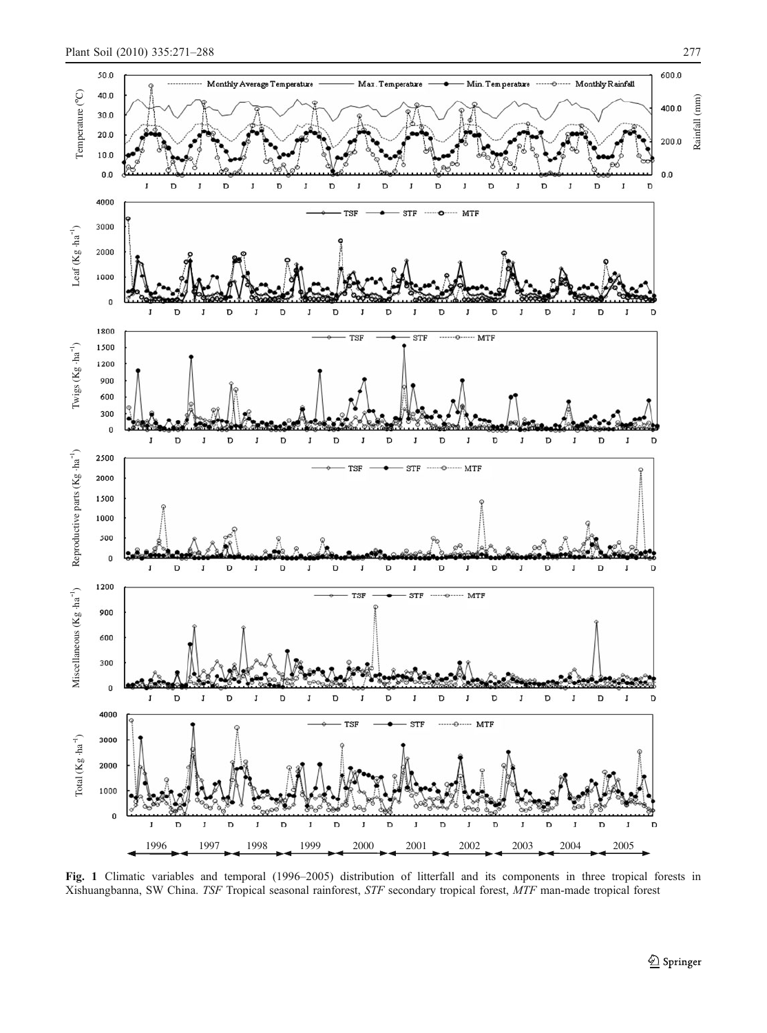Fig. 1 Climatic variables and temporal (1996–2005) distribution of litterfall and its components in three tropical forests in Xishuangbanna, SW China. *TSF* Tropical seasonal rainforest, *STF* secondary tropical forest, *MTF* man-made tropical forest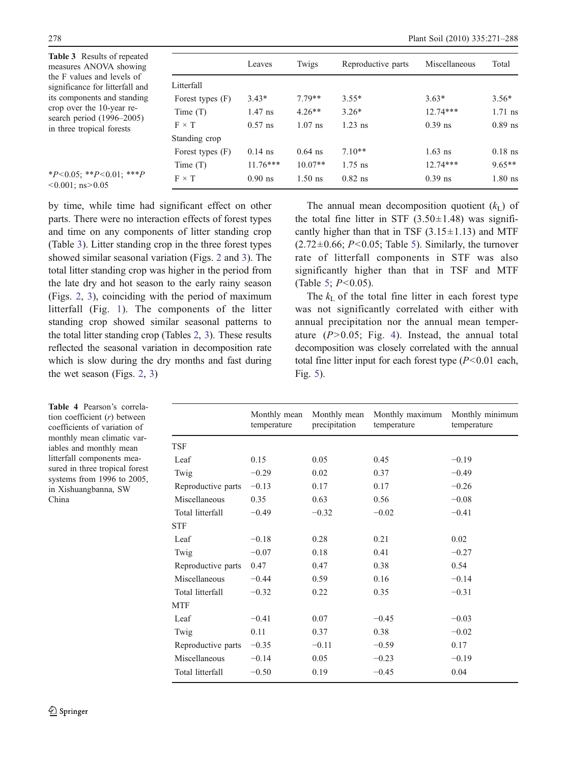Table 3 Results of repeated measures ANOVA showing the F values and levels of significance for litterfall and its components and standing crop over the 10-year research period (1996–2005) in three tropical forests

| | Leaves | Twigs | Reproductive parts | Miscellaneous | Total |
|---|---|---|---|---|---|
| Litterfall | | | | | |
| Forest types (F) | 3.43* | 7.79** | 3.55* | 3.63* | 3.56* |
| Time (T) | 1.47 ns | 4.26** | 3.26* | 12.74*** | 1.71 ns |
| F × T | 0.57 ns | 1.07 ns | 1.23 ns | 0.39 ns | 0.89 ns |
| Standing crop | | | | | |
| Forest types (F) | 0.14 ns | 0.64 ns | 7.10** | 1.63 ns | 0.18 ns |
| Time (T) | 11.76*** | 10.07** | 1.75 ns | 12.74*** | 9.65** |
| F × T | 0.90 ns | 1.50 ns | 0.82 ns | 0.39 ns | 1.80 ns |

*$P<0.05$; **$P<0.01$; ***$P<0.001$; ns>0.05

by time, while time had significant effect on other parts. There were no interaction effects of forest types and time on any components of litter standing crop (Table 3). Litter standing crop in the three forest types showed similar seasonal variation (Figs. 2 and 3). The total litter standing crop was higher in the period from the late dry and hot season to the early rainy season (Figs. 2, 3), coinciding with the period of maximum litterfall (Fig. 1). The components of the litter standing crop showed similar seasonal patterns to the total litter standing crop (Tables 2, 3). These results reflected the seasonal variation in decomposition rate which is slow during the dry months and fast during the wet season (Figs. 2, 3)

The annual mean decomposition quotient ($k_L$) of the total fine litter in STF (3.50±1.48) was significantly higher than that in TSF (3.15±1.13) and MTF (2.72±0.66; $P<0.05$; Table 5). Similarly, the turnover rate of litterfall components in STF was also significantly higher than that in TSF and MTF (Table 5; $P<0.05$).

The $k_L$ of the total fine litter in each forest type was not significantly correlated with either with annual precipitation nor the annual mean temperature ($P>0.05$; Fig. 4). Instead, the annual total decomposition was closely correlated with the annual total fine litter input for each forest type ($P<0.01$ each, Fig. 5).

Table 4 Pearson's correlation coefficient ($r$) between coefficients of variation of monthly mean climatic variables and monthly mean litterfall components measured in three tropical forest systems from 1996 to 2005, in Xishuangbanna, SW China

| | Monthly mean temperature | Monthly mean precipitation | Monthly maximum temperature | Monthly minimum temperature |
|---|---|---|---|---|
| TSF | | | | |
| Leaf | 0.15 | 0.05 | 0.45 | −0.19 |
| Twig | −0.29 | 0.02 | 0.37 | −0.49 |
| Reproductive parts | −0.13 | 0.17 | 0.17 | −0.26 |
| Miscellaneous | 0.35 | 0.63 | 0.56 | −0.08 |
| Total litterfall | −0.49 | −0.32 | −0.02 | −0.41 |
| STF | | | | |
| Leaf | −0.18 | 0.28 | 0.21 | 0.02 |
| Twig | −0.07 | 0.18 | 0.41 | −0.27 |
| Reproductive parts | 0.47 | 0.47 | 0.38 | 0.54 |
| Miscellaneous | −0.44 | 0.59 | 0.16 | −0.14 |
| Total litterfall | −0.32 | 0.22 | 0.35 | −0.31 |
| MTF | | | | |
| Leaf | −0.41 | 0.07 | −0.45 | −0.03 |
| Twig | 0.11 | 0.37 | 0.38 | −0.02 |
| Reproductive parts | −0.35 | −0.11 | −0.59 | 0.17 |
| Miscellaneous | −0.14 | 0.05 | −0.23 | −0.19 |
| Total litterfall | −0.50 | 0.19 | −0.45 | 0.04 |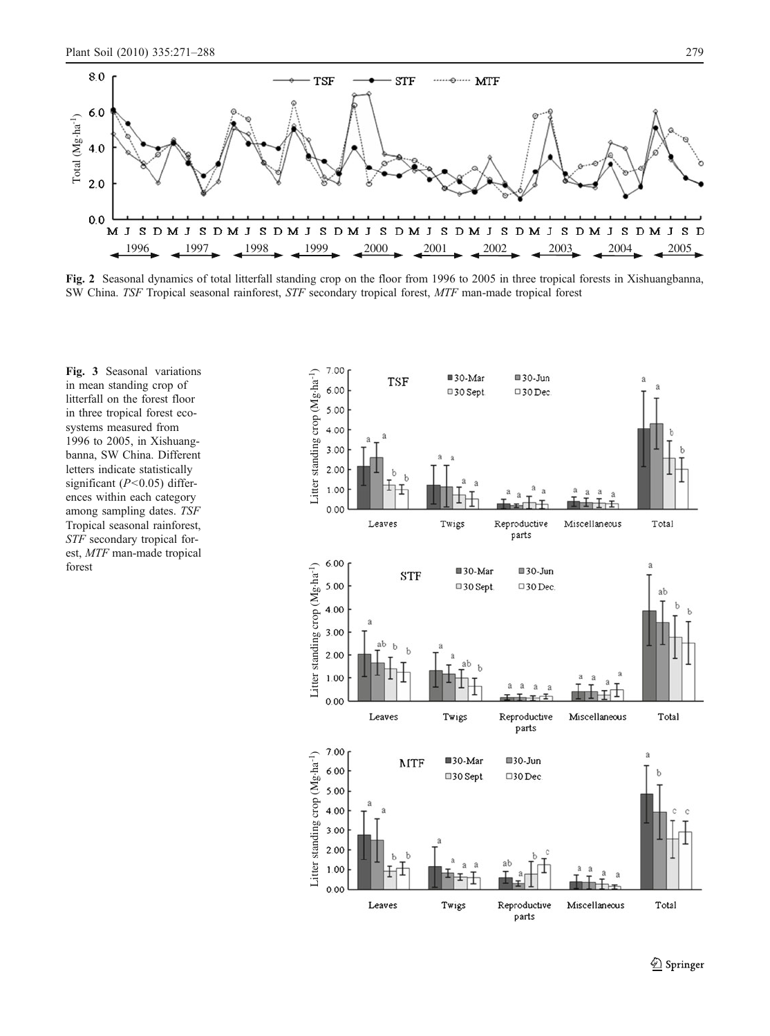**Fig. 2** Seasonal dynamics of total litterfall standing crop on the floor from 1996 to 2005 in three tropical forests in Xishuangbanna, SW China. *TSF* Tropical seasonal rainforest, *STF* secondary tropical forest, *MTF* man-made tropical forest

**Fig. 3** Seasonal variations in mean standing crop of litterfall on the forest floor in three tropical forest ecosystems measured from 1996 to 2005, in Xishuangbanna, SW China. Different letters indicate statistically significant ($P<0.05$) differences within each category among sampling dates. *TSF* Tropical seasonal rainforest, *STF* secondary tropical forest, *MTF* man-made tropical forest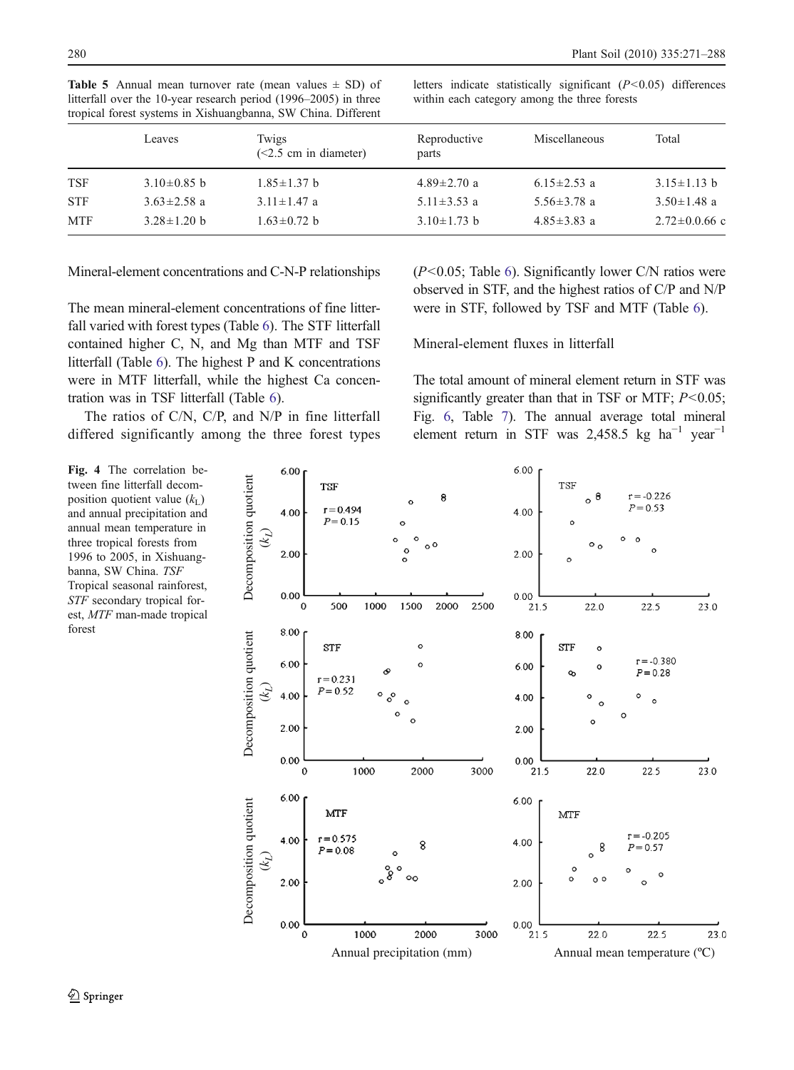**Table 5** Annual mean turnover rate (mean values ± SD) of litterfall over the 10-year research period (1996–2005) in three tropical forest systems in Xishuangbanna, SW China. Different letters indicate statistically significant ($P<0.05$) differences within each category among the three forests

| | Leaves | Twigs (<2.5 cm in diameter) | Reproductive parts | Miscellaneous | Total |
|---|---|---|---|---|---|
| TSF | 3.10±0.85 b | 1.85±1.37 b | 4.89±2.70 a | 6.15±2.53 a | 3.15±1.13 b |
| STF | 3.63±2.58 a | 3.11±1.47 a | 5.11±3.53 a | 5.56±3.78 a | 3.50±1.48 a |
| MTF | 3.28±1.20 b | 1.63±0.72 b | 3.10±1.73 b | 4.85±3.83 a | 2.72±0.0.66 c |

Mineral-element concentrations and C-N-P relationships

The mean mineral-element concentrations of fine litterfall varied with forest types (Table 6). The STF litterfall contained higher C, N, and Mg than MTF and TSF litterfall (Table 6). The highest P and K concentrations were in MTF litterfall, while the highest Ca concentration was in TSF litterfall (Table 6).

The ratios of C/N, C/P, and N/P in fine litterfall differed significantly among the three forest types ($P<0.05$; Table 6). Significantly lower C/N ratios were observed in STF, and the highest ratios of C/P and N/P were in STF, followed by TSF and MTF (Table 6).

Mineral-element fluxes in litterfall

The total amount of mineral element return in STF was significantly greater than that in TSF or MTF; $P<0.05$; Fig. 6, Table 7). The annual average total mineral element return in STF was 2,458.5 kg ha$^{-1}$ year$^{-1}$

**Fig. 4** The correlation between fine litterfall decomposition quotient value ($k_L$) and annual precipitation and annual mean temperature in three tropical forests from 1996 to 2005, in Xishuangbanna, SW China. *TSF* Tropical seasonal rainforest, *STF* secondary tropical forest, *MTF* man-made tropical forest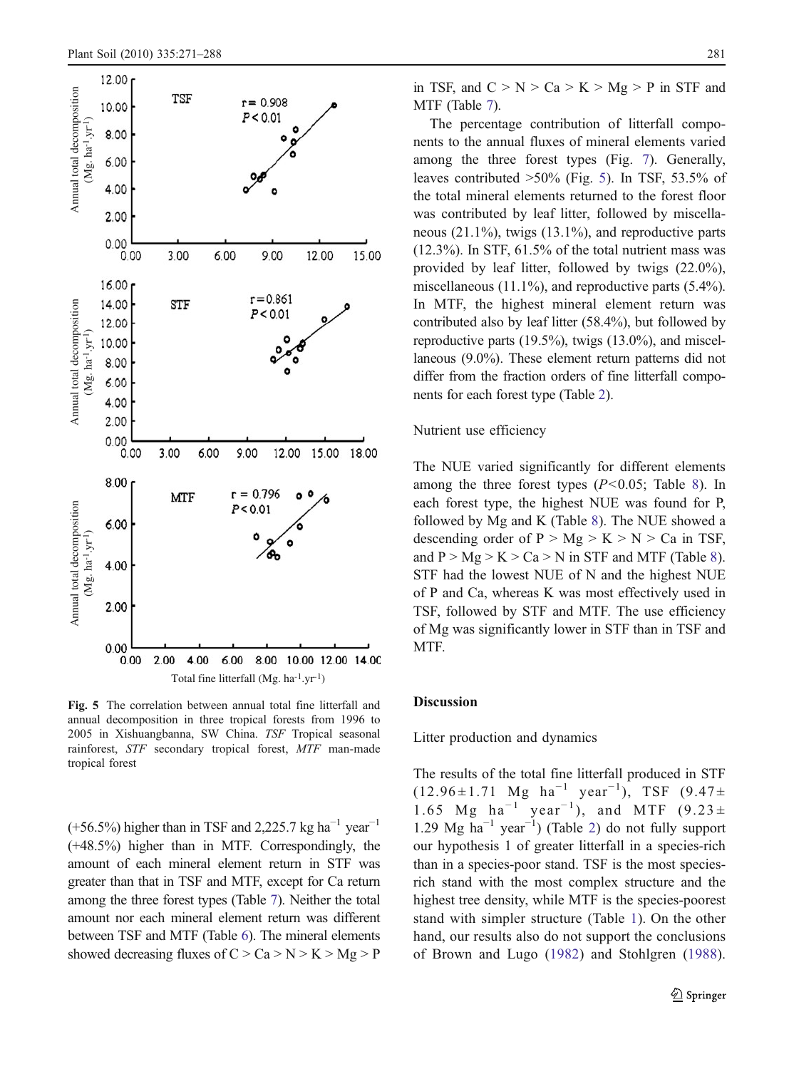Fig. 5 The correlation between annual total fine litterfall and annual decomposition in three tropical forests from 1996 to 2005 in Xishuangbanna, SW China. *TSF* Tropical seasonal rainforest, *STF* secondary tropical forest, *MTF* man-made tropical forest

(+56.5%) higher than in TSF and 2,225.7 kg ha$^{-1}$ year$^{-1}$ (+48.5%) higher than in MTF. Correspondingly, the amount of each mineral element return in STF was greater than that in TSF and MTF, except for Ca return among the three forest types (Table 7). Neither the total amount nor each mineral element return was different between TSF and MTF (Table 6). The mineral elements showed decreasing fluxes of C > Ca > N > K > Mg > P in TSF, and C > N > Ca > K > Mg > P in STF and MTF (Table 7).

The percentage contribution of litterfall components to the annual fluxes of mineral elements varied among the three forest types (Fig. 7). Generally, leaves contributed >50% (Fig. 5). In TSF, 53.5% of the total mineral elements returned to the forest floor was contributed by leaf litter, followed by miscellaneous (21.1%), twigs (13.1%), and reproductive parts (12.3%). In STF, 61.5% of the total nutrient mass was provided by leaf litter, followed by twigs (22.0%), miscellaneous (11.1%), and reproductive parts (5.4%). In MTF, the highest mineral element return was contributed also by leaf litter (58.4%), but followed by reproductive parts (19.5%), twigs (13.0%), and miscellaneous (9.0%). These element return patterns did not differ from the fraction orders of fine litterfall components for each forest type (Table 2).

Nutrient use efficiency

The NUE varied significantly for different elements among the three forest types ($P<0.05$; Table 8). In each forest type, the highest NUE was found for P, followed by Mg and K (Table 8). The NUE showed a descending order of P > Mg > K > N > Ca in TSF, and P > Mg > K > Ca > N in STF and MTF (Table 8). STF had the lowest NUE of N and the highest NUE of P and Ca, whereas K was most effectively used in TSF, followed by STF and MTF. The use efficiency of Mg was significantly lower in STF than in TSF and MTF.

## Discussion

### Litter production and dynamics

The results of the total fine litterfall produced in STF (12.96±1.71 Mg ha$^{-1}$ year$^{-1}$), TSF (9.47±1.65 Mg ha$^{-1}$ year$^{-1}$), and MTF (9.23±1.29 Mg ha$^{-1}$ year$^{-1}$) (Table 2) do not fully support our hypothesis 1 of greater litterfall in a species-rich than in a species-poor stand. TSF is the most species-rich stand with the most complex structure and the highest tree density, while MTF is the species-poorest stand with simpler structure (Table 1). On the other hand, our results also do not support the conclusions of Brown and Lugo (1982) and Stohlgren (1988).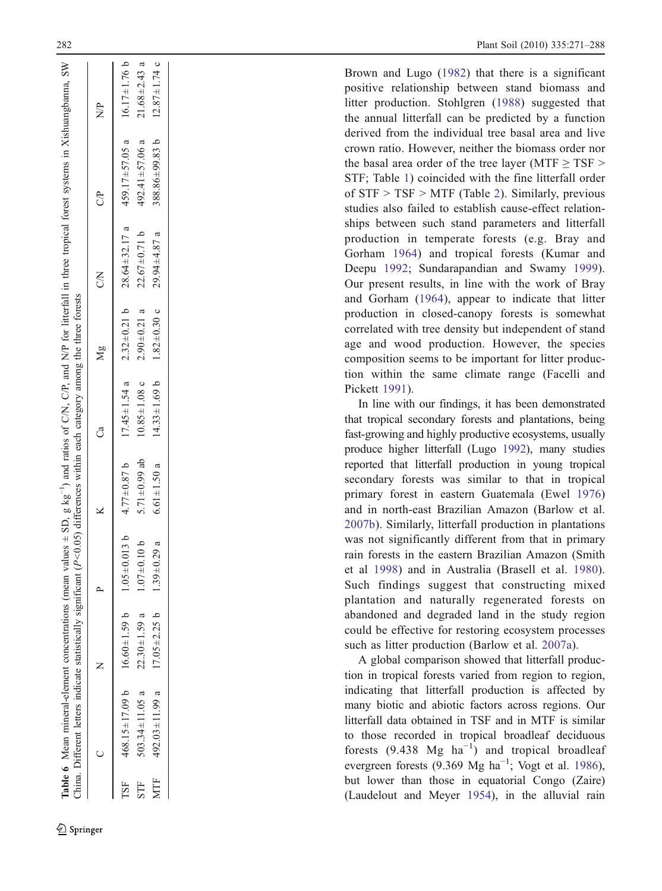**Table 6** Mean mineral-element concentrations (mean values ± SD, g kg$^{-1}$) and ratios of C/N, C/P, and N/P for litterfall in three tropical forest systems in Xishuangbanna, SW China. Different letters indicate statistically significant ($P$<0.05) differences within each category among the three forests

| | C | N | P | K | Ca | Mg | C/N | C/P | N/P |
|---|---|---|---|---|---|---|---|---|---|
| TSF | 468.15±17.09 b | 16.60±1.59 b | 1.05±0.013 b | 4.77±0.87 b | 17.45±1.54 a | 2.32±0.21 b | 28.64±32.17 a | 459.17±57.05 a | 16.17±1.76 b |
| STF | 503.34±11.05 a | 22.30±1.59 a | 1.07±0.10 b | 5.71±0.99 ab | 10.85±1.08 c | 2.90±0.21 a | 22.67±0.71 b | 492.41±57.06 a | 21.68±2.43 a |
| MTF | 492.03±11.99 a | 17.05±2.25 b | 1.39±0.29 a | 6.61±1.50 a | 14.33±1.69 b | 1.82±0.30 c | 29.94±4.87 a | 388.86±99.83 b | 12.87±1.74 c |

Brown and Lugo (1982) that there is a significant positive relationship between stand biomass and litter production. Stohlgren (1988) suggested that the annual litterfall can be predicted by a function derived from the individual tree basal area and live crown ratio. However, neither the biomass order nor the basal area order of the tree layer (MTF ≥ TSF > STF; Table 1) coincided with the fine litterfall order of STF > TSF > MTF (Table 2). Similarly, previous studies also failed to establish cause-effect relationships between such stand parameters and litterfall production in temperate forests (e.g. Bray and Gorham 1964) and tropical forests (Kumar and Deepu 1992; Sundarapandian and Swamy 1999). Our present results, in line with the work of Bray and Gorham (1964), appear to indicate that litter production in closed-canopy forests is somewhat correlated with tree density but independent of stand age and wood production. However, the species composition seems to be important for litter production within the same climate range (Facelli and Pickett 1991).

In line with our findings, it has been demonstrated that tropical secondary forests and plantations, being fast-growing and highly productive ecosystems, usually produce higher litterfall (Lugo 1992), many studies reported that litterfall production in young tropical secondary forests was similar to that in tropical primary forest in eastern Guatemala (Ewel 1976) and in north-east Brazilian Amazon (Barlow et al. 2007b). Similarly, litterfall production in plantations was not significantly different from that in primary rain forests in the eastern Brazilian Amazon (Smith et al 1998) and in Australia (Brasell et al. 1980). Such findings suggest that constructing mixed plantation and naturally regenerated forests on abandoned and degraded land in the study region could be effective for restoring ecosystem processes such as litter production (Barlow et al. 2007a).

A global comparison showed that litterfall production in tropical forests varied from region to region, indicating that litterfall production is affected by many biotic and abiotic factors across regions. Our litterfall data obtained in TSF and in MTF is similar to those recorded in tropical broadleaf deciduous forests (9.438 Mg ha$^{-1}$) and tropical broadleaf evergreen forests (9.369 Mg ha$^{-1}$; Vogt et al. 1986), but lower than those in equatorial Congo (Zaire) (Laudelout and Meyer 1954), in the alluvial rain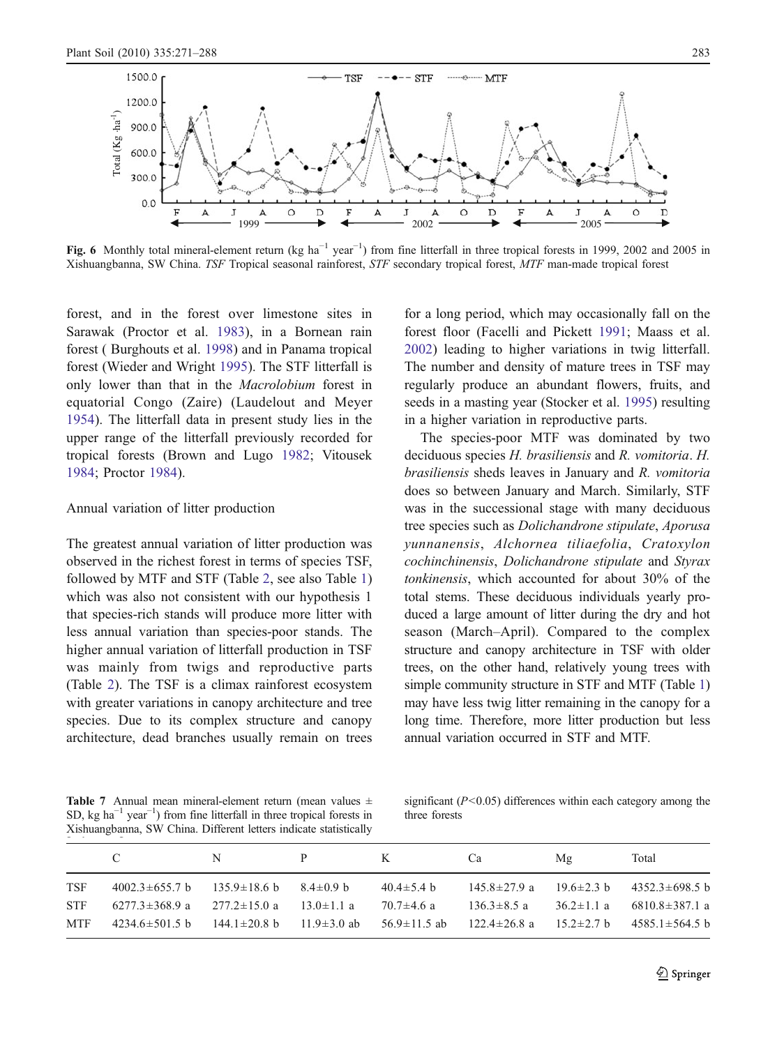**Fig. 6** Monthly total mineral-element return (kg ha$^{-1}$ year$^{-1}$) from fine litterfall in three tropical forests in 1999, 2002 and 2005 in Xishuangbanna, SW China. *TSF* Tropical seasonal rainforest, *STF* secondary tropical forest, *MTF* man-made tropical forest

forest, and in the forest over limestone sites in Sarawak (Proctor et al. 1983), in a Bornean rain forest ( Burghouts et al. 1998) and in Panama tropical forest (Wieder and Wright 1995). The STF litterfall is only lower than that in the *Macrolobium* forest in equatorial Congo (Zaire) (Laudelout and Meyer 1954). The litterfall data in present study lies in the upper range of the litterfall previously recorded for tropical forests (Brown and Lugo 1982; Vitousek 1984; Proctor 1984).

### Annual variation of litter production

The greatest annual variation of litter production was observed in the richest forest in terms of species TSF, followed by MTF and STF (Table 2, see also Table 1) which was also not consistent with our hypothesis 1 that species-rich stands will produce more litter with less annual variation than species-poor stands. The higher annual variation of litterfall production in TSF was mainly from twigs and reproductive parts (Table 2). The TSF is a climax rainforest ecosystem with greater variations in canopy architecture and tree species. Due to its complex structure and canopy architecture, dead branches usually remain on trees for a long period, which may occasionally fall on the forest floor (Facelli and Pickett 1991; Maass et al. 2002) leading to higher variations in twig litterfall. The number and density of mature trees in TSF may regularly produce an abundant flowers, fruits, and seeds in a masting year (Stocker et al. 1995) resulting in a higher variation in reproductive parts.

The species-poor MTF was dominated by two deciduous species *H. brasiliensis* and *R. vomitoria*. *H. brasiliensis* sheds leaves in January and *R. vomitoria* does so between January and March. Similarly, STF was in the successional stage with many deciduous tree species such as *Dolichandrone stipulate*, *Aporusa yunnanensis*, *Alchornea tiliaefolia*, *Cratoxylon cochinchinensis*, *Dolichandrone stipulate* and *Styrax tonkinensis*, which accounted for about 30% of the total stems. These deciduous individuals yearly produced a large amount of litter during the dry and hot season (March–April). Compared to the complex structure and canopy architecture in TSF with older trees, on the other hand, relatively young trees with simple community structure in STF and MTF (Table 1) may have less twig litter remaining in the canopy for a long time. Therefore, more litter production but less annual variation occurred in STF and MTF.

**Table 7** Annual mean mineral-element return (mean values ± SD, kg ha$^{-1}$ year$^{-1}$) from fine litterfall in three tropical forests in Xishuangbanna, SW China. Different letters indicate statistically significant ($P<0.05$) differences within each category among the three forests

| | C | N | P | K | Ca | Mg | Total |
|---|---|---|---|---|---|---|---|
| TSF | 4002.3±655.7 b | 135.9±18.6 b | 8.4±0.9 b | 40.4±5.4 b | 145.8±27.9 a | 19.6±2.3 b | 4352.3±698.5 b |
| STF | 6277.3±368.9 a | 277.2±15.0 a | 13.0±1.1 a | 70.7±4.6 a | 136.3±8.5 a | 36.2±1.1 a | 6810.8±387.1 a |
| MTF | 4234.6±501.5 b | 144.1±20.8 b | 11.9±3.0 ab | 56.9±11.5 ab | 122.4±26.8 a | 15.2±2.7 b | 4585.1±564.5 b |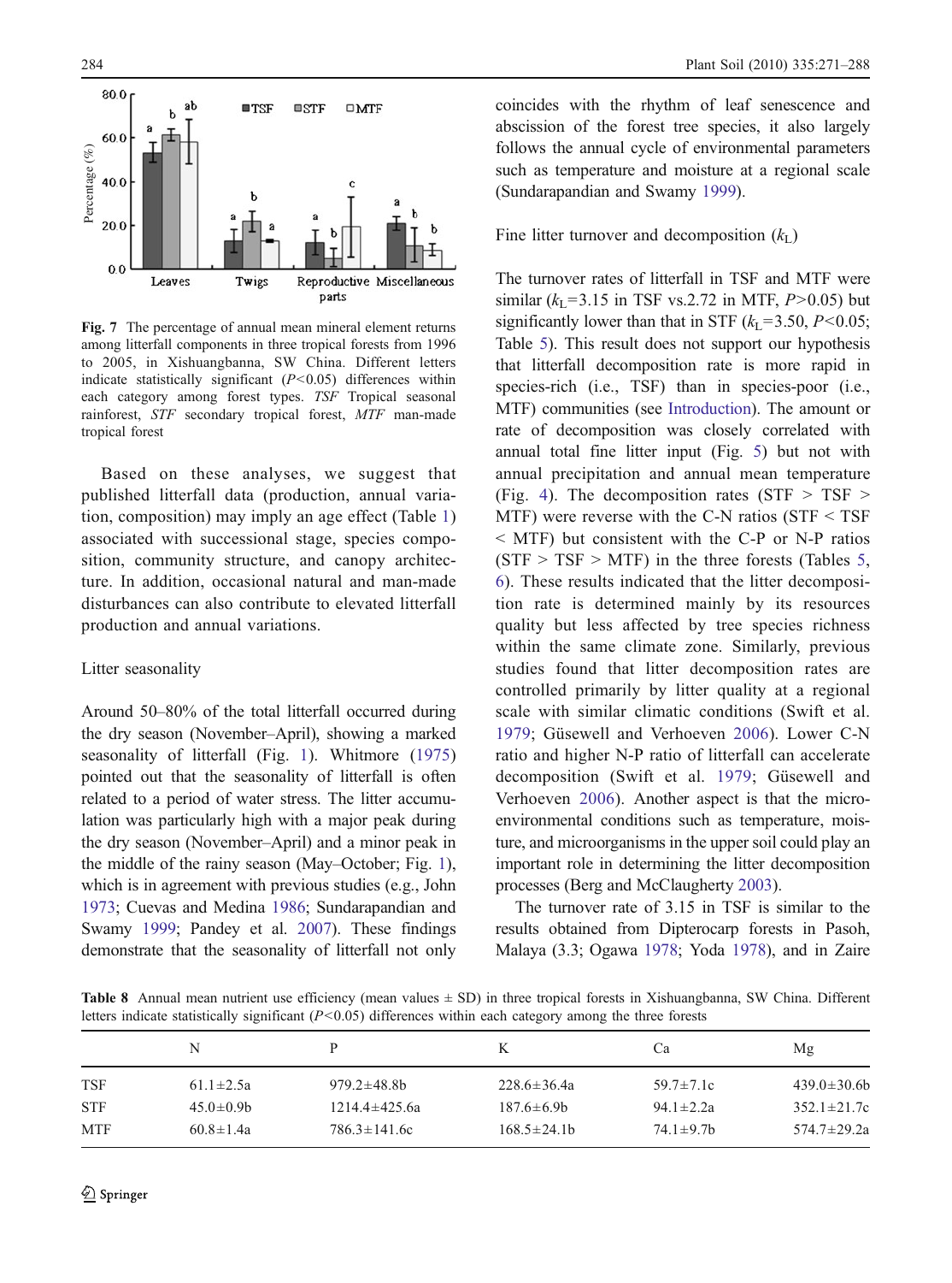**Fig. 7** The percentage of annual mean mineral element returns among litterfall components in three tropical forests from 1996 to 2005, in Xishuangbanna, SW China. Different letters indicate statistically significant ($P<0.05$) differences within each category among forest types. *TSF* Tropical seasonal rainforest, *STF* secondary tropical forest, *MTF* man-made tropical forest

Based on these analyses, we suggest that published litterfall data (production, annual variation, composition) may imply an age effect (Table 1) associated with successional stage, species composition, community structure, and canopy architecture. In addition, occasional natural and man-made disturbances can also contribute to elevated litterfall production and annual variations.

### Litter seasonality

Around 50–80% of the total litterfall occurred during the dry season (November–April), showing a marked seasonality of litterfall (Fig. 1). Whitmore (1975) pointed out that the seasonality of litterfall is often related to a period of water stress. The litter accumulation was particularly high with a major peak during the dry season (November–April) and a minor peak in the middle of the rainy season (May–October; Fig. 1), which is in agreement with previous studies (e.g., John 1973; Cuevas and Medina 1986; Sundarapandian and Swamy 1999; Pandey et al. 2007). These findings demonstrate that the seasonality of litterfall not only coincides with the rhythm of leaf senescence and abscission of the forest tree species, it also largely follows the annual cycle of environmental parameters such as temperature and moisture at a regional scale (Sundarapandian and Swamy 1999).

### Fine litter turnover and decomposition ($k_L$)

The turnover rates of litterfall in TSF and MTF were similar ($k_L$=3.15 in TSF vs.2.72 in MTF, $P>0.05$) but significantly lower than that in STF ($k_L$=3.50, $P<0.05$; Table 5). This result does not support our hypothesis that litterfall decomposition rate is more rapid in species-rich (i.e., TSF) than in species-poor (i.e., MTF) communities (see Introduction). The amount or rate of decomposition was closely correlated with annual total fine litter input (Fig. 5) but not with annual precipitation and annual mean temperature (Fig. 4). The decomposition rates (STF > TSF > MTF) were reverse with the C-N ratios (STF < TSF < MTF) but consistent with the C-P or N-P ratios (STF > TSF > MTF) in the three forests (Tables 5, 6). These results indicated that the litter decomposition rate is determined mainly by its resources quality but less affected by tree species richness within the same climate zone. Similarly, previous studies found that litter decomposition rates are controlled primarily by litter quality at a regional scale with similar climatic conditions (Swift et al. 1979; Güsewell and Verhoeven 2006). Lower C-N ratio and higher N-P ratio of litterfall can accelerate decomposition (Swift et al. 1979; Güsewell and Verhoeven 2006). Another aspect is that the micro-environmental conditions such as temperature, moisture, and microorganisms in the upper soil could play an important role in determining the litter decomposition processes (Berg and McClaugherty 2003).

The turnover rate of 3.15 in TSF is similar to the results obtained from Dipterocarp forests in Pasoh, Malaya (3.3; Ogawa 1978; Yoda 1978), and in Zaire

**Table 8** Annual mean nutrient use efficiency (mean values ± SD) in three tropical forests in Xishuangbanna, SW China. Different letters indicate statistically significant ($P<0.05$) differences within each category among the three forests

| | N | P | K | Ca | Mg |
|---|---|---|---|---|---|
| TSF | 61.1±2.5a | 979.2±48.8b | 228.6±36.4a | 59.7±7.1c | 439.0±30.6b |
| STF | 45.0±0.9b | 1214.4±425.6a | 187.6±6.9b | 94.1±2.2a | 352.1±21.7c |
| MTF | 60.8±1.4a | 786.3±141.6c | 168.5±24.1b | 74.1±9.7b | 574.7±29.2a |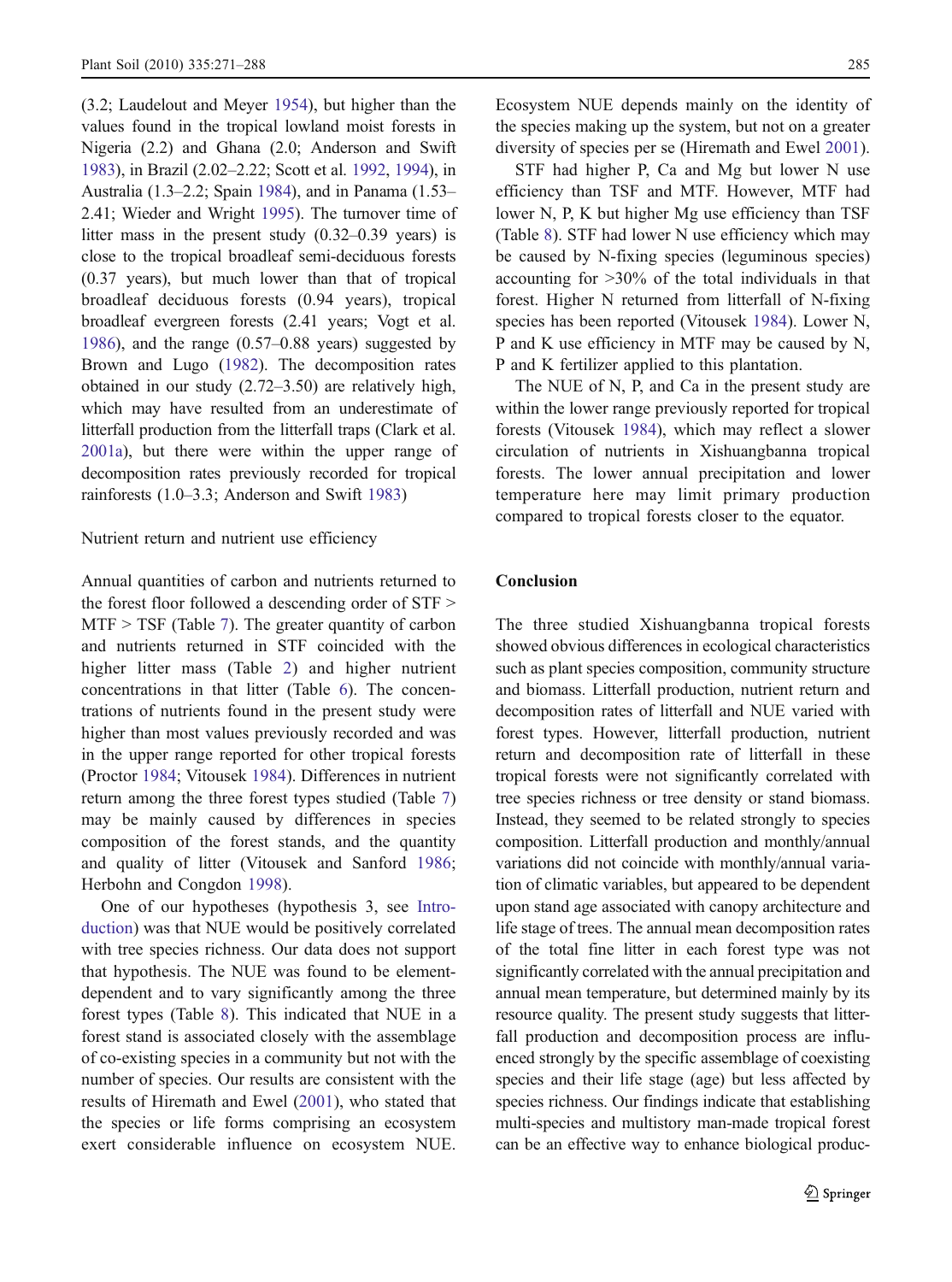(3.2; Laudelout and Meyer 1954), but higher than the values found in the tropical lowland moist forests in Nigeria (2.2) and Ghana (2.0; Anderson and Swift 1983), in Brazil (2.02–2.22; Scott et al. 1992, 1994), in Australia (1.3–2.2; Spain 1984), and in Panama (1.53–2.41; Wieder and Wright 1995). The turnover time of litter mass in the present study (0.32–0.39 years) is close to the tropical broadleaf semi-deciduous forests (0.37 years), but much lower than that of tropical broadleaf deciduous forests (0.94 years), tropical broadleaf evergreen forests (2.41 years; Vogt et al. 1986), and the range (0.57–0.88 years) suggested by Brown and Lugo (1982). The decomposition rates obtained in our study (2.72–3.50) are relatively high, which may have resulted from an underestimate of litterfall production from the litterfall traps (Clark et al. 2001a), but there were within the upper range of decomposition rates previously recorded for tropical rainforests (1.0–3.3; Anderson and Swift 1983)

### Nutrient return and nutrient use efficiency

Annual quantities of carbon and nutrients returned to the forest floor followed a descending order of STF > MTF > TSF (Table 7). The greater quantity of carbon and nutrients returned in STF coincided with the higher litter mass (Table 2) and higher nutrient concentrations in that litter (Table 6). The concentrations of nutrients found in the present study were higher than most values previously recorded and was in the upper range reported for other tropical forests (Proctor 1984; Vitousek 1984). Differences in nutrient return among the three forest types studied (Table 7) may be mainly caused by differences in species composition of the forest stands, and the quantity and quality of litter (Vitousek and Sanford 1986; Herbohn and Congdon 1998).

One of our hypotheses (hypothesis 3, see Introduction) was that NUE would be positively correlated with tree species richness. Our data does not support that hypothesis. The NUE was found to be element-dependent and to vary significantly among the three forest types (Table 8). This indicated that NUE in a forest stand is associated closely with the assemblage of co-existing species in a community but not with the number of species. Our results are consistent with the results of Hiremath and Ewel (2001), who stated that the species or life forms comprising an ecosystem exert considerable influence on ecosystem NUE. Ecosystem NUE depends mainly on the identity of the species making up the system, but not on a greater diversity of species per se (Hiremath and Ewel 2001).

STF had higher P, Ca and Mg but lower N use efficiency than TSF and MTF. However, MTF had lower N, P, K but higher Mg use efficiency than TSF (Table 8). STF had lower N use efficiency which may be caused by N-fixing species (leguminous species) accounting for >30% of the total individuals in that forest. Higher N returned from litterfall of N-fixing species has been reported (Vitousek 1984). Lower N, P and K use efficiency in MTF may be caused by N, P and K fertilizer applied to this plantation.

The NUE of N, P, and Ca in the present study are within the lower range previously reported for tropical forests (Vitousek 1984), which may reflect a slower circulation of nutrients in Xishuangbanna tropical forests. The lower annual precipitation and lower temperature here may limit primary production compared to tropical forests closer to the equator.

## Conclusion

The three studied Xishuangbanna tropical forests showed obvious differences in ecological characteristics such as plant species composition, community structure and biomass. Litterfall production, nutrient return and decomposition rates of litterfall and NUE varied with forest types. However, litterfall production, nutrient return and decomposition rate of litterfall in these tropical forests were not significantly correlated with tree species richness or tree density or stand biomass. Instead, they seemed to be related strongly to species composition. Litterfall production and monthly/annual variations did not coincide with monthly/annual variation of climatic variables, but appeared to be dependent upon stand age associated with canopy architecture and life stage of trees. The annual mean decomposition rates of the total fine litter in each forest type was not significantly correlated with the annual precipitation and annual mean temperature, but determined mainly by its resource quality. The present study suggests that litterfall production and decomposition process are influenced strongly by the specific assemblage of coexisting species and their life stage (age) but less affected by species richness. Our findings indicate that establishing multi-species and multistory man-made tropical forest can be an effective way to enhance biological produc-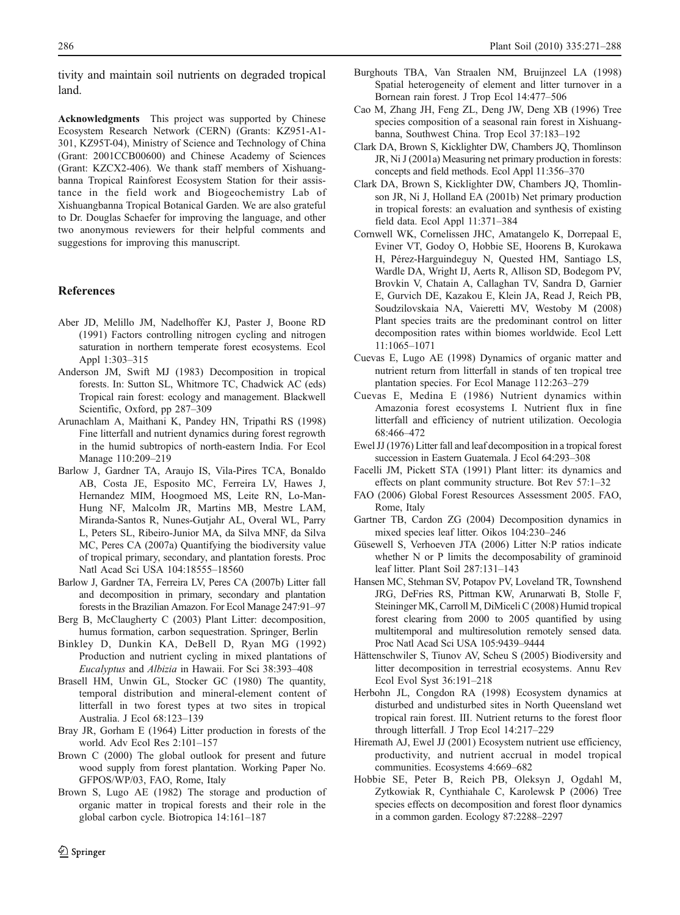tivity and maintain soil nutrients on degraded tropical land.

**Acknowledgments** This project was supported by Chinese Ecosystem Research Network (CERN) (Grants: KZ951-A1-301, KZ95T-04), Ministry of Science and Technology of China (Grant: 2001CCB00600) and Chinese Academy of Sciences (Grant: KZCX2-406). We thank staff members of Xishuangbanna Tropical Rainforest Ecosystem Station for their assistance in the field work and Biogeochemistry Lab of Xishuangbanna Tropical Botanical Garden. We are also grateful to Dr. Douglas Schaefer for improving the language, and other two anonymous reviewers for their helpful comments and suggestions for improving this manuscript.

## References

- Aber JD, Melillo JM, Nadelhoffer KJ, Paster J, Boone RD (1991) Factors controlling nitrogen cycling and nitrogen saturation in northern temperate forest ecosystems. Ecol Appl 1:303–315
- Anderson JM, Swift MJ (1983) Decomposition in tropical forests. In: Sutton SL, Whitmore TC, Chadwick AC (eds) Tropical rain forest: ecology and management. Blackwell Scientific, Oxford, pp 287–309
- Arunachlam A, Maithani K, Pandey HN, Tripathi RS (1998) Fine litterfall and nutrient dynamics during forest regrowth in the humid subtropics of north-eastern India. For Ecol Manage 110:209–219
- Barlow J, Gardner TA, Araujo IS, Vila-Pires TCA, Bonaldo AB, Costa JE, Esposito MC, Ferreira LV, Hawes J, Hernandez MIM, Hoogmoed MS, Leite RN, Lo-Man-Hung NF, Malcolm JR, Martins MB, Mestre LAM, Miranda-Santos R, Nunes-Gutjahr AL, Overal WL, Parry L, Peters SL, Ribeiro-Junior MA, da Silva MNF, da Silva MC, Peres CA (2007a) Quantifying the biodiversity value of tropical primary, secondary, and plantation forests. Proc Natl Acad Sci USA 104:18555–18560
- Barlow J, Gardner TA, Ferreira LV, Peres CA (2007b) Litter fall and decomposition in primary, secondary and plantation forests in the Brazilian Amazon. For Ecol Manage 247:91–97
- Berg B, McClaugherty C (2003) Plant Litter: decomposition, humus formation, carbon sequestration. Springer, Berlin
- Binkley D, Dunkin KA, DeBell D, Ryan MG (1992) Production and nutrient cycling in mixed plantations of *Eucalyptus* and *Albizia* in Hawaii. For Sci 38:393–408
- Brasell HM, Unwin GL, Stocker GC (1980) The quantity, temporal distribution and mineral-element content of litterfall in two forest types at two sites in tropical Australia. J Ecol 68:123–139
- Bray JR, Gorham E (1964) Litter production in forests of the world. Adv Ecol Res 2:101–157
- Brown C (2000) The global outlook for present and future wood supply from forest plantation. Working Paper No. GFPOS/WP/03, FAO, Rome, Italy
- Brown S, Lugo AE (1982) The storage and production of organic matter in tropical forests and their role in the global carbon cycle. Biotropica 14:161–187
- Burghouts TBA, Van Straalen NM, Bruijnzeel LA (1998) Spatial heterogeneity of element and litter turnover in a Bornean rain forest. J Trop Ecol 14:477–506
- Cao M, Zhang JH, Feng ZL, Deng JW, Deng XB (1996) Tree species composition of a seasonal rain forest in Xishuangbanna, Southwest China. Trop Ecol 37:183–192
- Clark DA, Brown S, Kicklighter DW, Chambers JQ, Thomlinson JR, Ni J (2001a) Measuring net primary production in forests: concepts and field methods. Ecol Appl 11:356–370
- Clark DA, Brown S, Kicklighter DW, Chambers JQ, Thomlinson JR, Ni J, Holland EA (2001b) Net primary production in tropical forests: an evaluation and synthesis of existing field data. Ecol Appl 11:371–384
- Cornwell WK, Cornelissen JHC, Amatangelo K, Dorrepaal E, Eviner VT, Godoy O, Hobbie SE, Hoorens B, Kurokawa H, Pérez-Harguindeguy N, Quested HM, Santiago LS, Wardle DA, Wright IJ, Aerts R, Allison SD, Bodegom PV, Brovkin V, Chatain A, Callaghan TV, Sandra D, Garnier E, Gurvich DE, Kazakou E, Klein JA, Read J, Reich PB, Soudzilovskaia NA, Vaieretti MV, Westoby M (2008) Plant species traits are the predominant control on litter decomposition rates within biomes worldwide. Ecol Lett 11:1065–1071
- Cuevas E, Lugo AE (1998) Dynamics of organic matter and nutrient return from litterfall in stands of ten tropical tree plantation species. For Ecol Manage 112:263–279
- Cuevas E, Medina E (1986) Nutrient dynamics within Amazonia forest ecosystems I. Nutrient flux in fine litterfall and efficiency of nutrient utilization. Oecologia 68:466–472
- Ewel JJ (1976) Litter fall and leaf decomposition in a tropical forest succession in Eastern Guatemala. J Ecol 64:293–308
- Facelli JM, Pickett STA (1991) Plant litter: its dynamics and effects on plant community structure. Bot Rev 57:1–32
- FAO (2006) Global Forest Resources Assessment 2005. FAO, Rome, Italy
- Gartner TB, Cardon ZG (2004) Decomposition dynamics in mixed species leaf litter. Oikos 104:230–246
- Güsewell S, Verhoeven JTA (2006) Litter N:P ratios indicate whether N or P limits the decomposability of graminoid leaf litter. Plant Soil 287:131–143
- Hansen MC, Stehman SV, Potapov PV, Loveland TR, Townshend JRG, DeFries RS, Pittman KW, Arunarwati B, Stolle F, Steininger MK, Carroll M, DiMiceli C (2008) Humid tropical forest clearing from 2000 to 2005 quantified by using multitemporal and multiresolution remotely sensed data. Proc Natl Acad Sci USA 105:9439–9444
- Hättenschwiler S, Tiunov AV, Scheu S (2005) Biodiversity and litter decomposition in terrestrial ecosystems. Annu Rev Ecol Evol Syst 36:191–218
- Herbohn JL, Congdon RA (1998) Ecosystem dynamics at disturbed and undisturbed sites in North Queensland wet tropical rain forest. III. Nutrient returns to the forest floor through litterfall. J Trop Ecol 14:217–229
- Hiremath AJ, Ewel JJ (2001) Ecosystem nutrient use efficiency, productivity, and nutrient accrual in model tropical communities. Ecosystems 4:669–682
- Hobbie SE, Peter B, Reich PB, Oleksyn J, Ogdahl M, Zytkowiak R, Cynthiahale C, Karolewsk P (2006) Tree species effects on decomposition and forest floor dynamics in a common garden. Ecology 87:2288–2297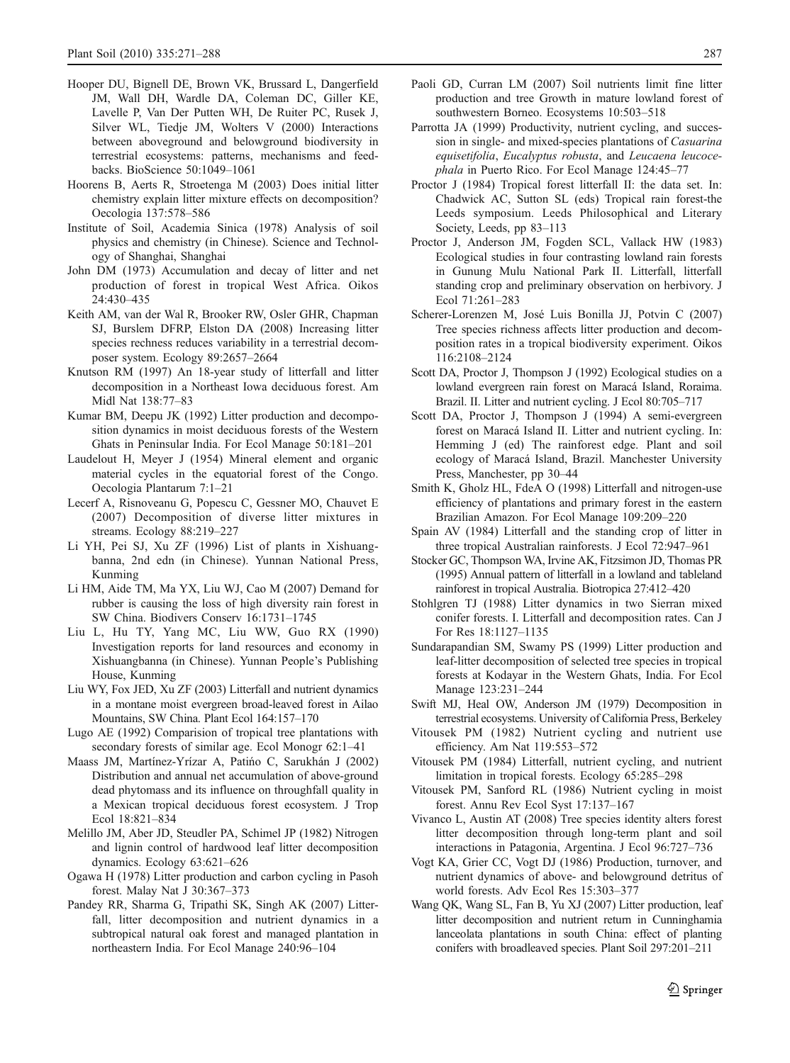Hooper DU, Bignell DE, Brown VK, Brussard L, Dangerfield JM, Wall DH, Wardle DA, Coleman DC, Giller KE, Lavelle P, Van Der Putten WH, De Ruiter PC, Rusek J, Silver WL, Tiedje JM, Wolters V (2000) Interactions between aboveground and belowground biodiversity in terrestrial ecosystems: patterns, mechanisms and feedbacks. BioScience 50:1049–1061

Hoorens B, Aerts R, Stroetenga M (2003) Does initial litter chemistry explain litter mixture effects on decomposition? Oecologia 137:578–586

Institute of Soil, Academia Sinica (1978) Analysis of soil physics and chemistry (in Chinese). Science and Technology of Shanghai, Shanghai

John DM (1973) Accumulation and decay of litter and net production of forest in tropical West Africa. Oikos 24:430–435

Keith AM, van der Wal R, Brooker RW, Osler GHR, Chapman SJ, Burslem DFRP, Elston DA (2008) Increasing litter species rechness reduces variability in a terrestrial decomposer system. Ecology 89:2657–2664

Knutson RM (1997) An 18-year study of litterfall and litter decomposition in a Northeast Iowa deciduous forest. Am Midl Nat 138:77–83

Kumar BM, Deepu JK (1992) Litter production and decomposition dynamics in moist deciduous forests of the Western Ghats in Peninsular India. For Ecol Manage 50:181–201

Laudelout H, Meyer J (1954) Mineral element and organic material cycles in the equatorial forest of the Congo. Oecologia Plantarum 7:1–21

Lecerf A, Risnoveanu G, Popescu C, Gessner MO, Chauvet E (2007) Decomposition of diverse litter mixtures in streams. Ecology 88:219–227

Li YH, Pei SJ, Xu ZF (1996) List of plants in Xishuangbanna, 2nd edn (in Chinese). Yunnan National Press, Kunming

Li HM, Aide TM, Ma YX, Liu WJ, Cao M (2007) Demand for rubber is causing the loss of high diversity rain forest in SW China. Biodivers Conserv 16:1731–1745

Liu L, Hu TY, Yang MC, Liu WW, Guo RX (1990) Investigation reports for land resources and economy in Xishuangbanna (in Chinese). Yunnan People's Publishing House, Kunming

Liu WY, Fox JED, Xu ZF (2003) Litterfall and nutrient dynamics in a montane moist evergreen broad-leaved forest in Ailao Mountains, SW China. Plant Ecol 164:157–170

Lugo AE (1992) Comparision of tropical tree plantations with secondary forests of similar age. Ecol Monogr 62:1–41

Maass JM, Martínez-Yrízar A, Patińo C, Sarukhán J (2002) Distribution and annual net accumulation of above-ground dead phytomass and its influence on throughfall quality in a Mexican tropical deciduous forest ecosystem. J Trop Ecol 18:821–834

Melillo JM, Aber JD, Steudler PA, Schimel JP (1982) Nitrogen and lignin control of hardwood leaf litter decomposition dynamics. Ecology 63:621–626

Ogawa H (1978) Litter production and carbon cycling in Pasoh forest. Malay Nat J 30:367–373

Pandey RR, Sharma G, Tripathi SK, Singh AK (2007) Litterfall, litter decomposition and nutrient dynamics in a subtropical natural oak forest and managed plantation in northeastern India. For Ecol Manage 240:96–104

Paoli GD, Curran LM (2007) Soil nutrients limit fine litter production and tree Growth in mature lowland forest of southwestern Borneo. Ecosystems 10:503–518

Parrotta JA (1999) Productivity, nutrient cycling, and succession in single- and mixed-species plantations of *Casuarina equisetifolia*, *Eucalyptus robusta*, and *Leucaena leucocephala* in Puerto Rico. For Ecol Manage 124:45–77

Proctor J (1984) Tropical forest litterfall II: the data set. In: Chadwick AC, Sutton SL (eds) Tropical rain forest-the Leeds symposium. Leeds Philosophical and Literary Society, Leeds, pp 83–113

Proctor J, Anderson JM, Fogden SCL, Vallack HW (1983) Ecological studies in four contrasting lowland rain forests in Gunung Mulu National Park II. Litterfall, litterfall standing crop and preliminary observation on herbivory. J Ecol 71:261–283

Scherer-Lorenzen M, José Luis Bonilla JJ, Potvin C (2007) Tree species richness affects litter production and decomposition rates in a tropical biodiversity experiment. Oikos 116:2108–2124

Scott DA, Proctor J, Thompson J (1992) Ecological studies on a lowland evergreen rain forest on Maracá Island, Roraima. Brazil. II. Litter and nutrient cycling. J Ecol 80:705–717

Scott DA, Proctor J, Thompson J (1994) A semi-evergreen forest on Maracá Island II. Litter and nutrient cycling. In: Hemming J (ed) The rainforest edge. Plant and soil ecology of Maracá Island, Brazil. Manchester University Press, Manchester, pp 30–44

Smith K, Gholz HL, FdeA O (1998) Litterfall and nitrogen-use efficiency of plantations and primary forest in the eastern Brazilian Amazon. For Ecol Manage 109:209–220

Spain AV (1984) Litterfall and the standing crop of litter in three tropical Australian rainforests. J Ecol 72:947–961

Stocker GC, Thompson WA, Irvine AK, Fitzsimon JD, Thomas PR (1995) Annual pattern of litterfall in a lowland and tableland rainforest in tropical Australia. Biotropica 27:412–420

Stohlgren TJ (1988) Litter dynamics in two Sierran mixed conifer forests. I. Litterfall and decomposition rates. Can J For Res 18:1127–1135

Sundarapandian SM, Swamy PS (1999) Litter production and leaf-litter decomposition of selected tree species in tropical forests at Kodayar in the Western Ghats, India. For Ecol Manage 123:231–244

Swift MJ, Heal OW, Anderson JM (1979) Decomposition in terrestrial ecosystems. University of California Press, Berkeley

Vitousek PM (1982) Nutrient cycling and nutrient use efficiency. Am Nat 119:553–572

Vitousek PM (1984) Litterfall, nutrient cycling, and nutrient limitation in tropical forests. Ecology 65:285–298

Vitousek PM, Sanford RL (1986) Nutrient cycling in moist forest. Annu Rev Ecol Syst 17:137–167

Vivanco L, Austin AT (2008) Tree species identity alters forest litter decomposition through long-term plant and soil interactions in Patagonia, Argentina. J Ecol 96:727–736

Vogt KA, Grier CC, Vogt DJ (1986) Production, turnover, and nutrient dynamics of above- and belowground detritus of world forests. Adv Ecol Res 15:303–377

Wang QK, Wang SL, Fan B, Yu XJ (2007) Litter production, leaf litter decomposition and nutrient return in Cunninghamia lanceolata plantations in south China: effect of planting conifers with broadleaved species. Plant Soil 297:201–211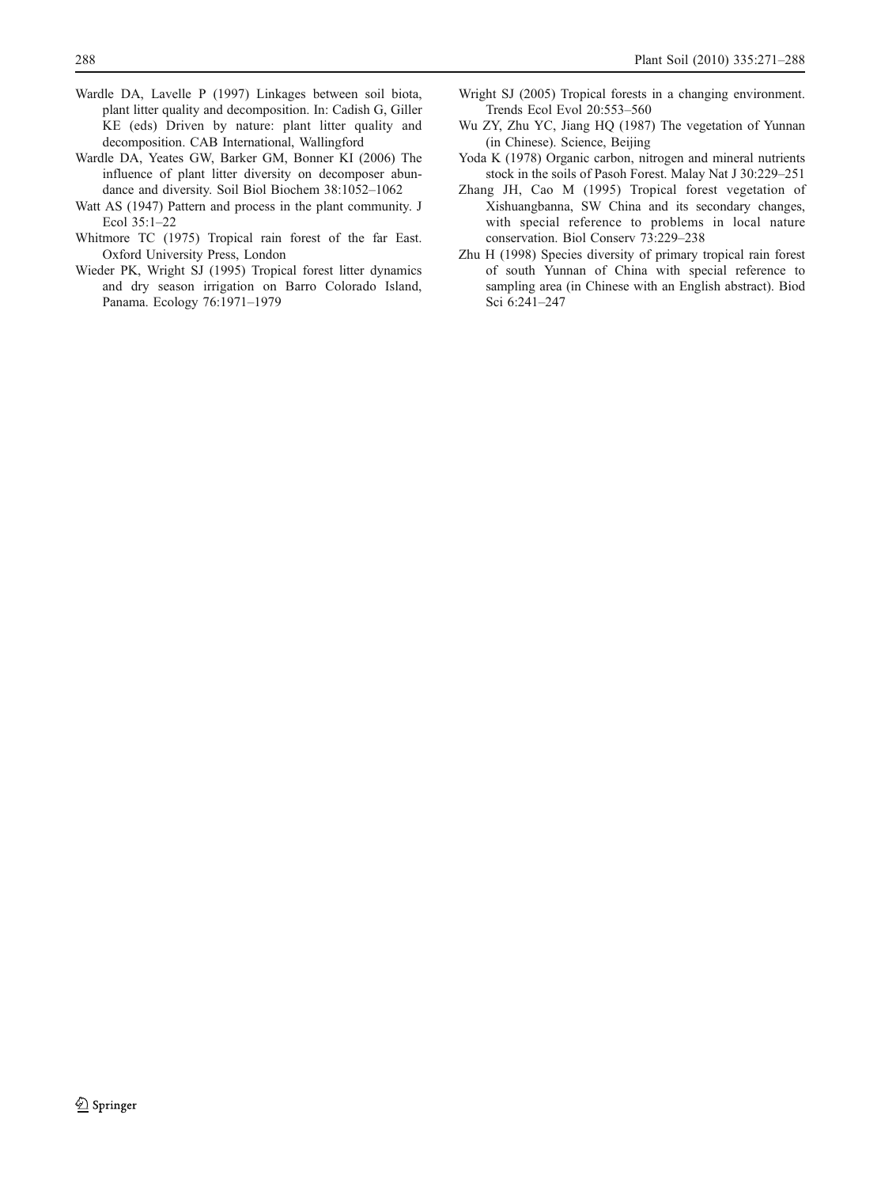Wardle DA, Lavelle P (1997) Linkages between soil biota, plant litter quality and decomposition. In: Cadish G, Giller KE (eds) Driven by nature: plant litter quality and decomposition. CAB International, Wallingford

Wardle DA, Yeates GW, Barker GM, Bonner KI (2006) The influence of plant litter diversity on decomposer abundance and diversity. Soil Biol Biochem 38:1052–1062

Watt AS (1947) Pattern and process in the plant community. J Ecol 35:1–22

Whitmore TC (1975) Tropical rain forest of the far East. Oxford University Press, London

Wieder PK, Wright SJ (1995) Tropical forest litter dynamics and dry season irrigation on Barro Colorado Island, Panama. Ecology 76:1971–1979

Wright SJ (2005) Tropical forests in a changing environment. Trends Ecol Evol 20:553–560

Wu ZY, Zhu YC, Jiang HQ (1987) The vegetation of Yunnan (in Chinese). Science, Beijing

Yoda K (1978) Organic carbon, nitrogen and mineral nutrients stock in the soils of Pasoh Forest. Malay Nat J 30:229–251

Zhang JH, Cao M (1995) Tropical forest vegetation of Xishuangbanna, SW China and its secondary changes, with special reference to problems in local nature conservation. Biol Conserv 73:229–238

Zhu H (1998) Species diversity of primary tropical rain forest of south Yunnan of China with special reference to sampling area (in Chinese with an English abstract). Biod Sci 6:241–247